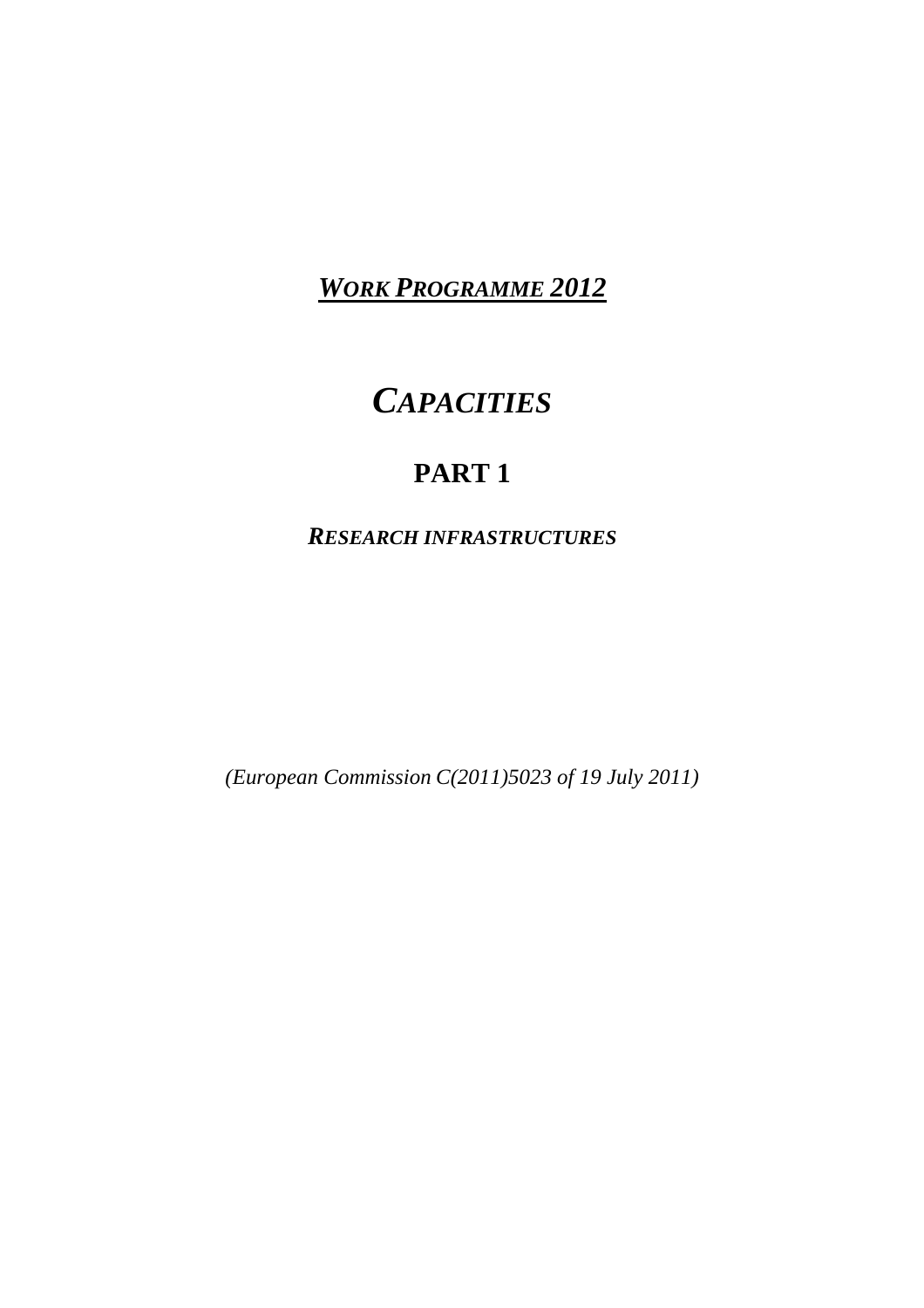# ***WORK PROGRAMME 2012***

# *CAPACITIES*

## PART 1

### *RESEARCH INFRASTRUCTURES*

*(European Commission C(2011)5023 of 19 July 2011)*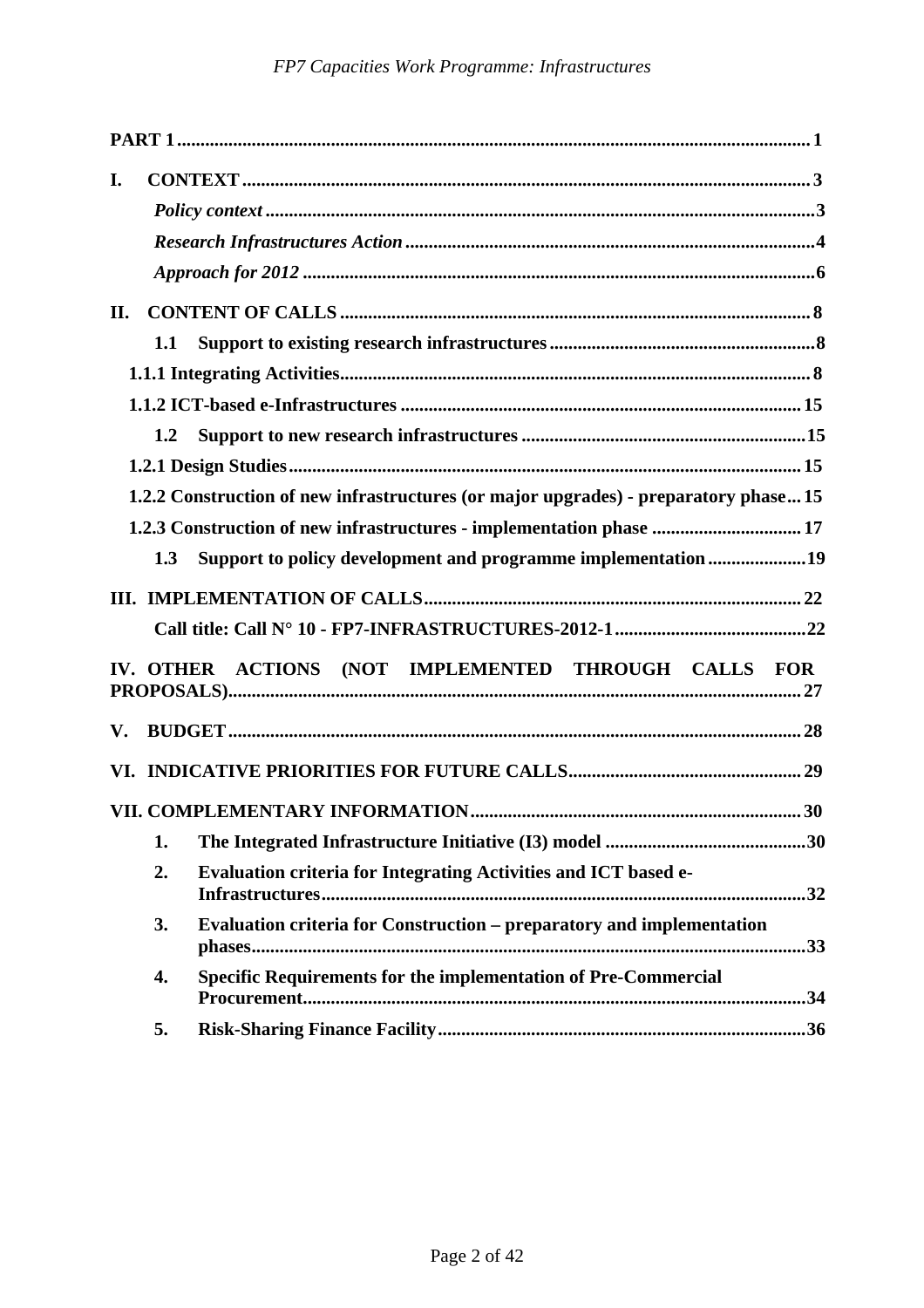**PART 1** .......... 1

**I. CONTEXT** .......... 3

*Policy context* .......... 3

*Research Infrastructures Action* .......... 4

*Approach for 2012* .......... 6

**II. CONTENT OF CALLS** .......... 8

**1.1 Support to existing research infrastructures** .......... 8

**1.1.1 Integrating Activities** .......... 8

**1.1.2 ICT-based e-Infrastructures** .......... 15

**1.2 Support to new research infrastructures** .......... 15

**1.2.1 Design Studies** .......... 15

**1.2.2 Construction of new infrastructures (or major upgrades) - preparatory phase** ... 15

**1.2.3 Construction of new infrastructures - implementation phase** .......... 17

**1.3 Support to policy development and programme implementation** .......... 19

**III. IMPLEMENTATION OF CALLS** .......... 22

**Call title: Call N° 10 - FP7-INFRASTRUCTURES-2012-1** .......... 22

**IV. OTHER ACTIONS (NOT IMPLEMENTED THROUGH CALLS FOR PROPOSALS)** .......... 27

**V. BUDGET** .......... 28

**VI. INDICATIVE PRIORITIES FOR FUTURE CALLS** .......... 29

**VII. COMPLEMENTARY INFORMATION** .......... 30

1. **The Integrated Infrastructure Initiative (I3) model** .......... 30
2. **Evaluation criteria for Integrating Activities and ICT based e-Infrastructures** .......... 32
3. **Evaluation criteria for Construction – preparatory and implementation phases** .......... 33
4. **Specific Requirements for the implementation of Pre-Commercial Procurement** .......... 34
5. **Risk-Sharing Finance Facility** .......... 36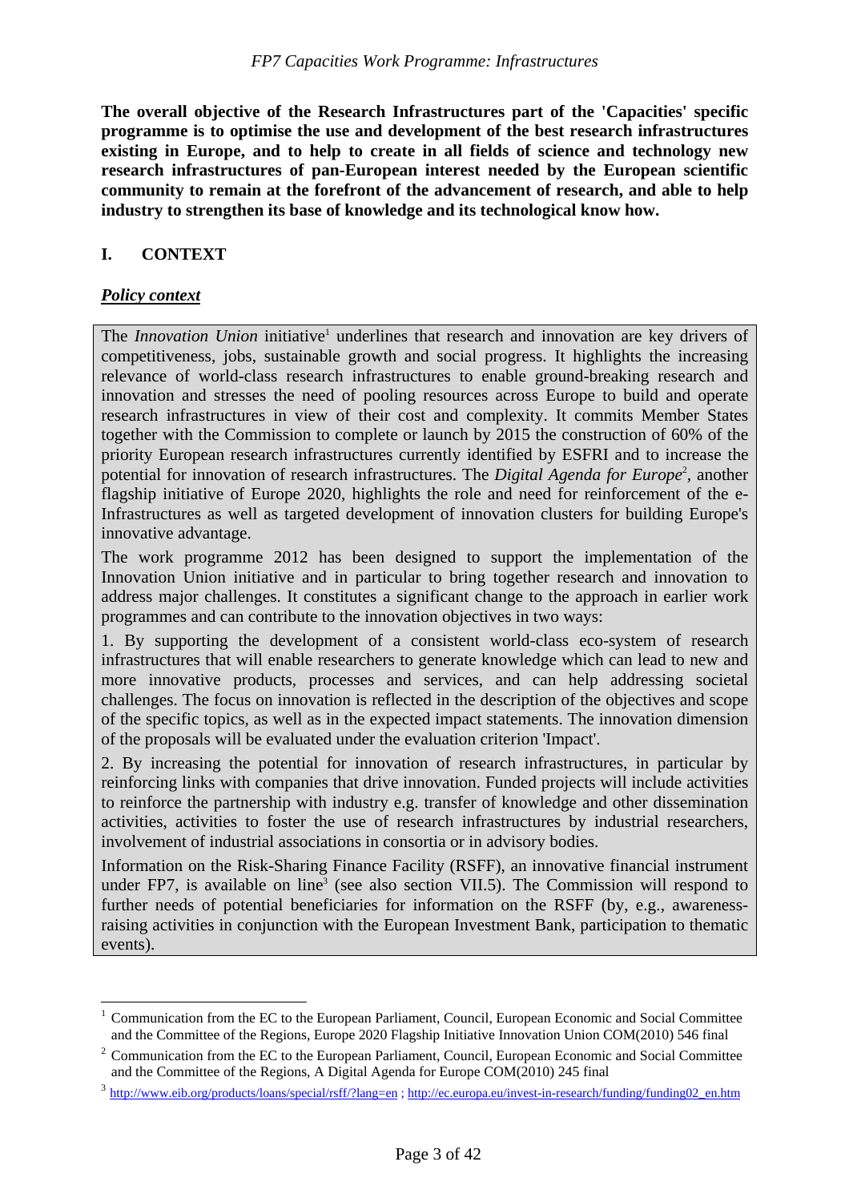**The overall objective of the Research Infrastructures part of the 'Capacities' specific programme is to optimise the use and development of the best research infrastructures existing in Europe, and to help to create in all fields of science and technology new research infrastructures of pan-European interest needed by the European scientific community to remain at the forefront of the advancement of research, and able to help industry to strengthen its base of knowledge and its technological know how.**

## I. CONTEXT

***Policy context***

The *Innovation Union* initiative[1] underlines that research and innovation are key drivers of competitiveness, jobs, sustainable growth and social progress. It highlights the increasing relevance of world-class research infrastructures to enable ground-breaking research and innovation and stresses the need of pooling resources across Europe to build and operate research infrastructures in view of their cost and complexity. It commits Member States together with the Commission to complete or launch by 2015 the construction of 60% of the priority European research infrastructures currently identified by ESFRI and to increase the potential for innovation of research infrastructures. The *Digital Agenda for Europe*[2], another flagship initiative of Europe 2020, highlights the role and need for reinforcement of the e-Infrastructures as well as targeted development of innovation clusters for building Europe's innovative advantage.

The work programme 2012 has been designed to support the implementation of the Innovation Union initiative and in particular to bring together research and innovation to address major challenges. It constitutes a significant change to the approach in earlier work programmes and can contribute to the innovation objectives in two ways:

1. By supporting the development of a consistent world-class eco-system of research infrastructures that will enable researchers to generate knowledge which can lead to new and more innovative products, processes and services, and can help addressing societal challenges. The focus on innovation is reflected in the description of the objectives and scope of the specific topics, as well as in the expected impact statements. The innovation dimension of the proposals will be evaluated under the evaluation criterion 'Impact'.

2. By increasing the potential for innovation of research infrastructures, in particular by reinforcing links with companies that drive innovation. Funded projects will include activities to reinforce the partnership with industry e.g. transfer of knowledge and other dissemination activities, activities to foster the use of research infrastructures by industrial researchers, involvement of industrial associations in consortia or in advisory bodies.

Information on the Risk-Sharing Finance Facility (RSFF), an innovative financial instrument under FP7, is available on line[3] (see also section VII.5). The Commission will respond to further needs of potential beneficiaries for information on the RSFF (by, e.g., awareness-raising activities in conjunction with the European Investment Bank, participation to thematic events).

---

[1] Communication from the EC to the European Parliament, Council, European Economic and Social Committee and the Committee of the Regions, Europe 2020 Flagship Initiative Innovation Union COM(2010) 546 final

[2] Communication from the EC to the European Parliament, Council, European Economic and Social Committee and the Committee of the Regions, A Digital Agenda for Europe COM(2010) 245 final

[3] http://www.eib.org/products/loans/special/rsff/?lang=en ; http://ec.europa.eu/invest-in-research/funding/funding02_en.htm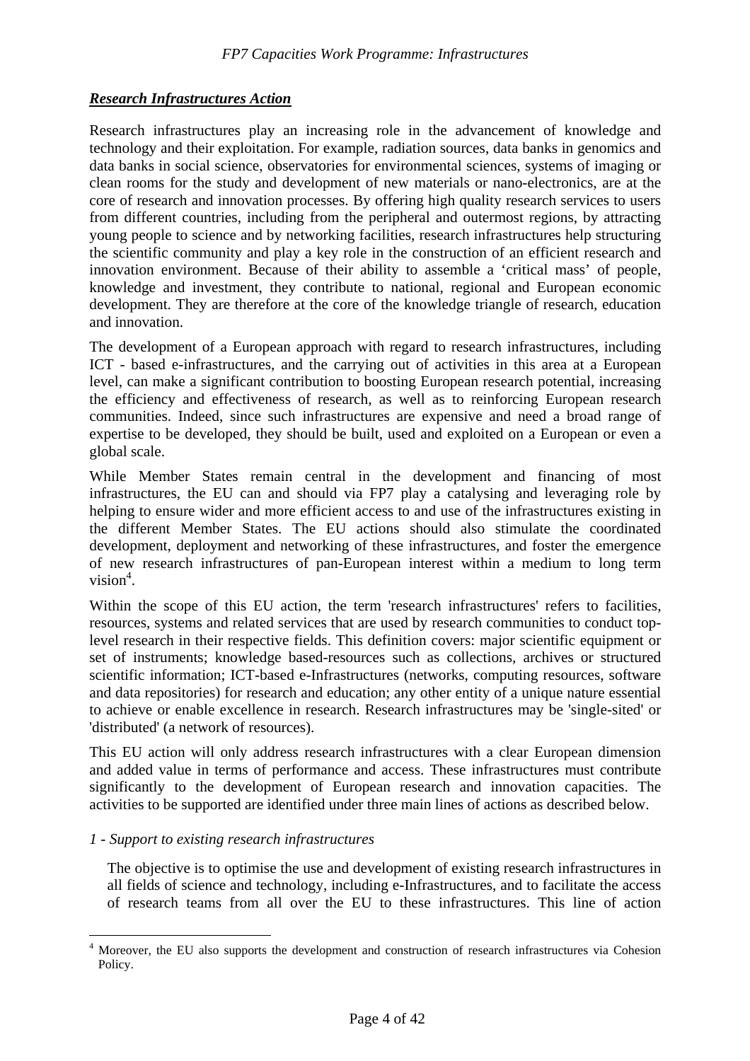***Research Infrastructures Action***

Research infrastructures play an increasing role in the advancement of knowledge and technology and their exploitation. For example, radiation sources, data banks in genomics and data banks in social science, observatories for environmental sciences, systems of imaging or clean rooms for the study and development of new materials or nano-electronics, are at the core of research and innovation processes. By offering high quality research services to users from different countries, including from the peripheral and outermost regions, by attracting young people to science and by networking facilities, research infrastructures help structuring the scientific community and play a key role in the construction of an efficient research and innovation environment. Because of their ability to assemble a 'critical mass' of people, knowledge and investment, they contribute to national, regional and European economic development. They are therefore at the core of the knowledge triangle of research, education and innovation.

The development of a European approach with regard to research infrastructures, including ICT - based e-infrastructures, and the carrying out of activities in this area at a European level, can make a significant contribution to boosting European research potential, increasing the efficiency and effectiveness of research, as well as to reinforcing European research communities. Indeed, since such infrastructures are expensive and need a broad range of expertise to be developed, they should be built, used and exploited on a European or even a global scale.

While Member States remain central in the development and financing of most infrastructures, the EU can and should via FP7 play a catalysing and leveraging role by helping to ensure wider and more efficient access to and use of the infrastructures existing in the different Member States. The EU actions should also stimulate the coordinated development, deployment and networking of these infrastructures, and foster the emergence of new research infrastructures of pan-European interest within a medium to long term vision[4].

Within the scope of this EU action, the term 'research infrastructures' refers to facilities, resources, systems and related services that are used by research communities to conduct top-level research in their respective fields. This definition covers: major scientific equipment or set of instruments; knowledge based-resources such as collections, archives or structured scientific information; ICT-based e-Infrastructures (networks, computing resources, software and data repositories) for research and education; any other entity of a unique nature essential to achieve or enable excellence in research. Research infrastructures may be 'single-sited' or 'distributed' (a network of resources).

This EU action will only address research infrastructures with a clear European dimension and added value in terms of performance and access. These infrastructures must contribute significantly to the development of European research and innovation capacities. The activities to be supported are identified under three main lines of actions as described below.

*1 - Support to existing research infrastructures*

The objective is to optimise the use and development of existing research infrastructures in all fields of science and technology, including e-Infrastructures, and to facilitate the access of research teams from all over the EU to these infrastructures. This line of action

[4] Moreover, the EU also supports the development and construction of research infrastructures via Cohesion Policy.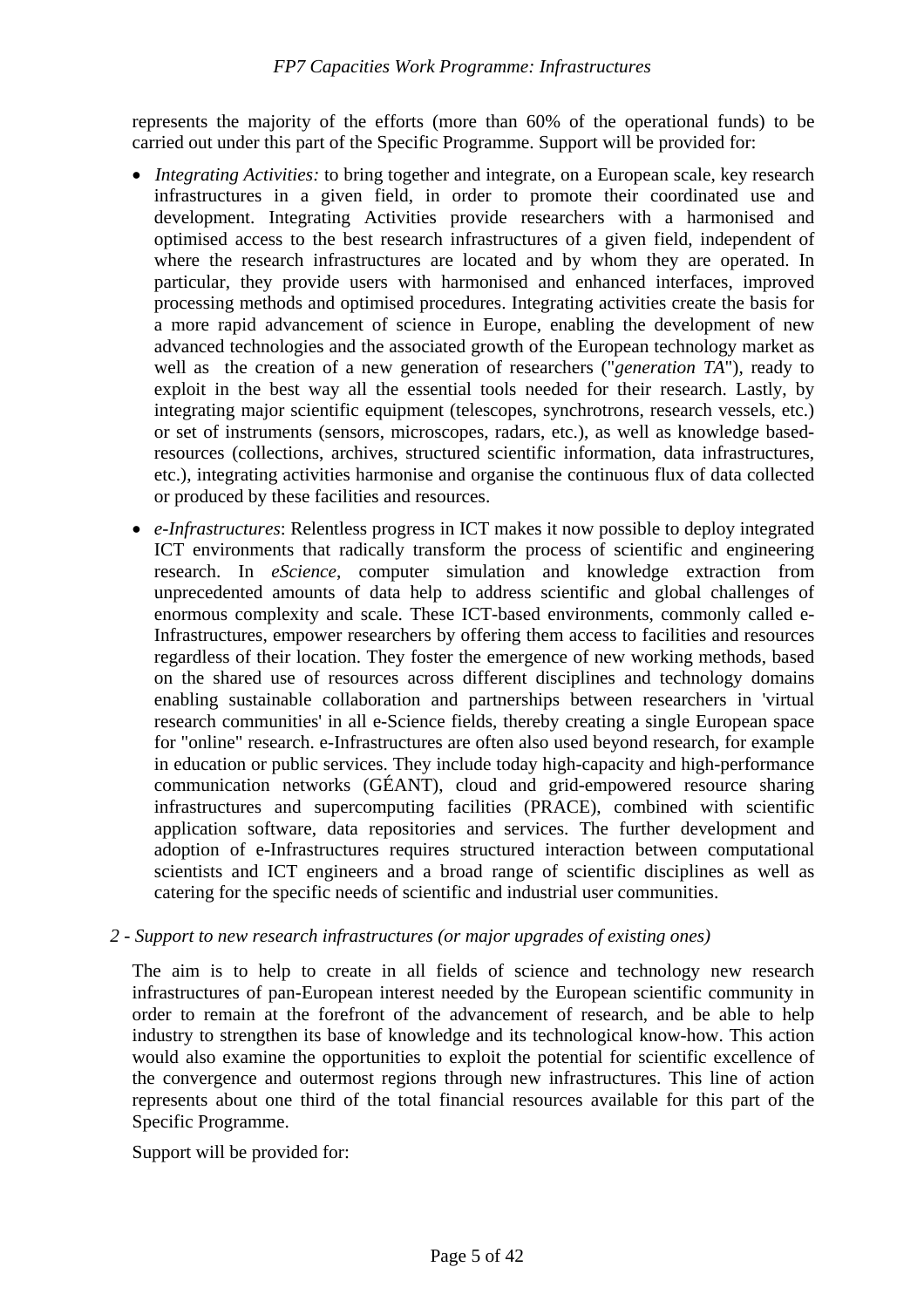represents the majority of the efforts (more than 60% of the operational funds) to be carried out under this part of the Specific Programme. Support will be provided for:

- *Integrating Activities:* to bring together and integrate, on a European scale, key research infrastructures in a given field, in order to promote their coordinated use and development. Integrating Activities provide researchers with a harmonised and optimised access to the best research infrastructures of a given field, independent of where the research infrastructures are located and by whom they are operated. In particular, they provide users with harmonised and enhanced interfaces, improved processing methods and optimised procedures. Integrating activities create the basis for a more rapid advancement of science in Europe, enabling the development of new advanced technologies and the associated growth of the European technology market as well as the creation of a new generation of researchers ("*generation TA*"), ready to exploit in the best way all the essential tools needed for their research. Lastly, by integrating major scientific equipment (telescopes, synchrotrons, research vessels, etc.) or set of instruments (sensors, microscopes, radars, etc.), as well as knowledge based-resources (collections, archives, structured scientific information, data infrastructures, etc.), integrating activities harmonise and organise the continuous flux of data collected or produced by these facilities and resources.
- *e-Infrastructures*: Relentless progress in ICT makes it now possible to deploy integrated ICT environments that radically transform the process of scientific and engineering research. In *eScience*, computer simulation and knowledge extraction from unprecedented amounts of data help to address scientific and global challenges of enormous complexity and scale. These ICT-based environments, commonly called e-Infrastructures, empower researchers by offering them access to facilities and resources regardless of their location. They foster the emergence of new working methods, based on the shared use of resources across different disciplines and technology domains enabling sustainable collaboration and partnerships between researchers in 'virtual research communities' in all e-Science fields, thereby creating a single European space for "online" research. e-Infrastructures are often also used beyond research, for example in education or public services. They include today high-capacity and high-performance communication networks (GÉANT), cloud and grid-empowered resource sharing infrastructures and supercomputing facilities (PRACE), combined with scientific application software, data repositories and services. The further development and adoption of e-Infrastructures requires structured interaction between computational scientists and ICT engineers and a broad range of scientific disciplines as well as catering for the specific needs of scientific and industrial user communities.

*2 - Support to new research infrastructures (or major upgrades of existing ones)*

The aim is to help to create in all fields of science and technology new research infrastructures of pan-European interest needed by the European scientific community in order to remain at the forefront of the advancement of research, and be able to help industry to strengthen its base of knowledge and its technological know-how. This action would also examine the opportunities to exploit the potential for scientific excellence of the convergence and outermost regions through new infrastructures. This line of action represents about one third of the total financial resources available for this part of the Specific Programme.

Support will be provided for: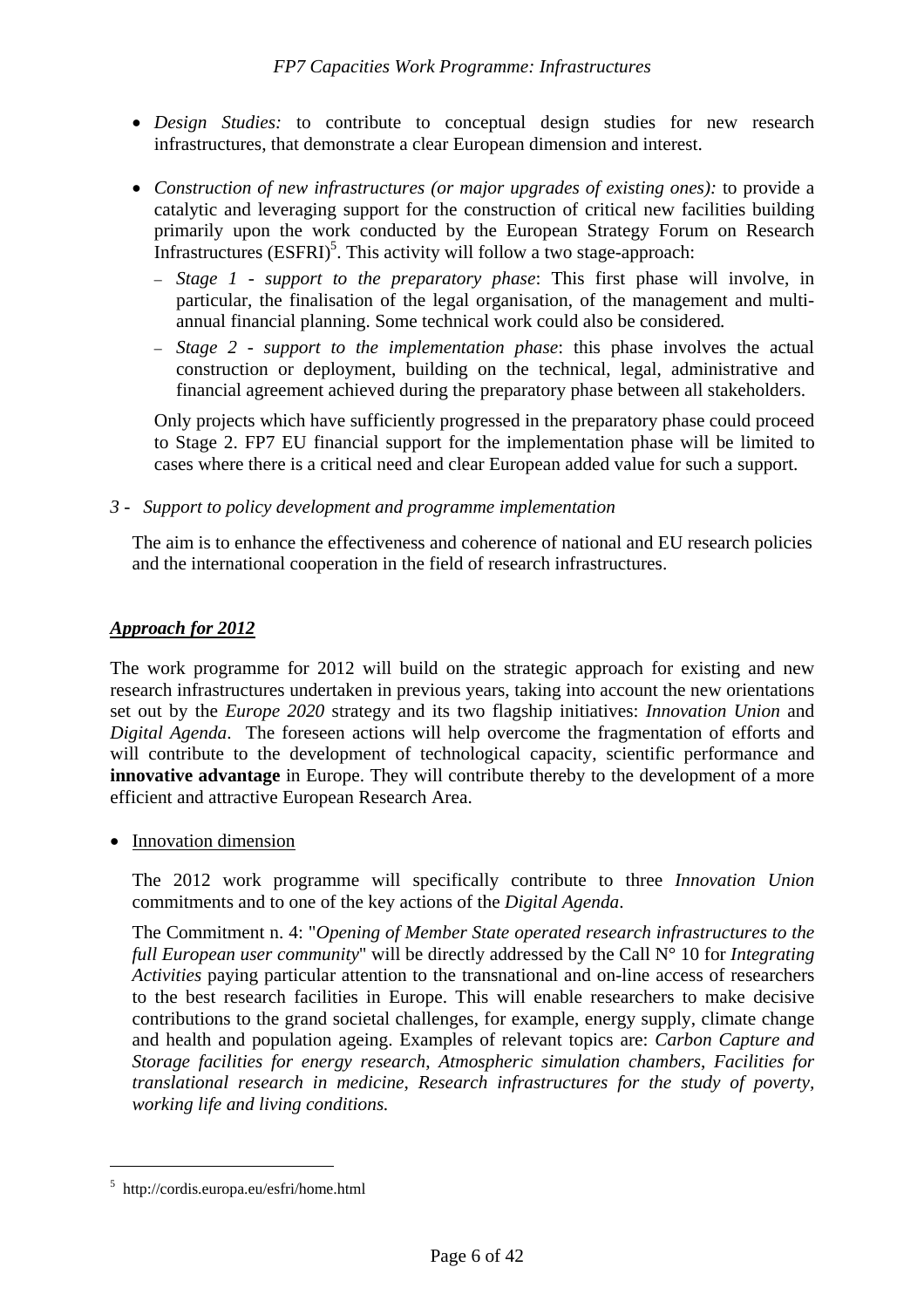- *Design Studies:* to contribute to conceptual design studies for new research infrastructures, that demonstrate a clear European dimension and interest.

- *Construction of new infrastructures (or major upgrades of existing ones):* to provide a catalytic and leveraging support for the construction of critical new facilities building primarily upon the work conducted by the European Strategy Forum on Research Infrastructures (ESFRI)[5]. This activity will follow a two stage-approach:
  - *Stage 1 - support to the preparatory phase*: This first phase will involve, in particular, the finalisation of the legal organisation, of the management and multi-annual financial planning. Some technical work could also be considered.
  - *Stage 2 - support to the implementation phase*: this phase involves the actual construction or deployment, building on the technical, legal, administrative and financial agreement achieved during the preparatory phase between all stakeholders.

  Only projects which have sufficiently progressed in the preparatory phase could proceed to Stage 2. FP7 EU financial support for the implementation phase will be limited to cases where there is a critical need and clear European added value for such a support.

*3 - Support to policy development and programme implementation*

The aim is to enhance the effectiveness and coherence of national and EU research policies and the international cooperation in the field of research infrastructures.

***Approach for 2012***

The work programme for 2012 will build on the strategic approach for existing and new research infrastructures undertaken in previous years, taking into account the new orientations set out by the *Europe 2020* strategy and its two flagship initiatives: *Innovation Union* and *Digital Agenda*. The foreseen actions will help overcome the fragmentation of efforts and will contribute to the development of technological capacity, scientific performance and **innovative advantage** in Europe. They will contribute thereby to the development of a more efficient and attractive European Research Area.

- Innovation dimension

  The 2012 work programme will specifically contribute to three *Innovation Union* commitments and to one of the key actions of the *Digital Agenda*.

  The Commitment n. 4: "*Opening of Member State operated research infrastructures to the full European user community*" will be directly addressed by the Call N° 10 for *Integrating Activities* paying particular attention to the transnational and on-line access of researchers to the best research facilities in Europe. This will enable researchers to make decisive contributions to the grand societal challenges, for example, energy supply, climate change and health and population ageing. Examples of relevant topics are: *Carbon Capture and Storage facilities for energy research, Atmospheric simulation chambers, Facilities for translational research in medicine, Research infrastructures for the study of poverty, working life and living conditions.*

[5] http://cordis.europa.eu/esfri/home.html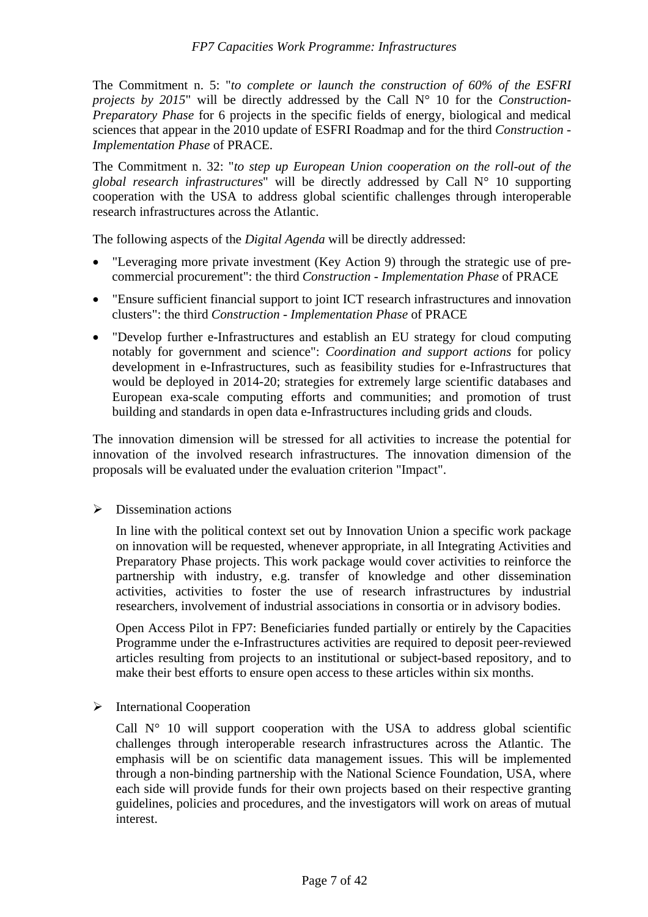The Commitment n. 5: "*to complete or launch the construction of 60% of the ESFRI projects by 2015*" will be directly addressed by the Call N° 10 for the *Construction-Preparatory Phase* for 6 projects in the specific fields of energy, biological and medical sciences that appear in the 2010 update of ESFRI Roadmap and for the third *Construction - Implementation Phase* of PRACE.

The Commitment n. 32: "*to step up European Union cooperation on the roll-out of the global research infrastructures*" will be directly addressed by Call N° 10 supporting cooperation with the USA to address global scientific challenges through interoperable research infrastructures across the Atlantic.

The following aspects of the *Digital Agenda* will be directly addressed:

- "Leveraging more private investment (Key Action 9) through the strategic use of pre-commercial procurement": the third *Construction - Implementation Phase* of PRACE
- "Ensure sufficient financial support to joint ICT research infrastructures and innovation clusters": the third *Construction - Implementation Phase* of PRACE
- "Develop further e-Infrastructures and establish an EU strategy for cloud computing notably for government and science": *Coordination and support actions* for policy development in e-Infrastructures, such as feasibility studies for e-Infrastructures that would be deployed in 2014-20; strategies for extremely large scientific databases and European exa-scale computing efforts and communities; and promotion of trust building and standards in open data e-Infrastructures including grids and clouds.

The innovation dimension will be stressed for all activities to increase the potential for innovation of the involved research infrastructures. The innovation dimension of the proposals will be evaluated under the evaluation criterion "Impact".

- Dissemination actions

  In line with the political context set out by Innovation Union a specific work package on innovation will be requested, whenever appropriate, in all Integrating Activities and Preparatory Phase projects. This work package would cover activities to reinforce the partnership with industry, e.g. transfer of knowledge and other dissemination activities, activities to foster the use of research infrastructures by industrial researchers, involvement of industrial associations in consortia or in advisory bodies.

  Open Access Pilot in FP7: Beneficiaries funded partially or entirely by the Capacities Programme under the e-Infrastructures activities are required to deposit peer-reviewed articles resulting from projects to an institutional or subject-based repository, and to make their best efforts to ensure open access to these articles within six months.

- International Cooperation

  Call N° 10 will support cooperation with the USA to address global scientific challenges through interoperable research infrastructures across the Atlantic. The emphasis will be on scientific data management issues. This will be implemented through a non-binding partnership with the National Science Foundation, USA, where each side will provide funds for their own projects based on their respective granting guidelines, policies and procedures, and the investigators will work on areas of mutual interest.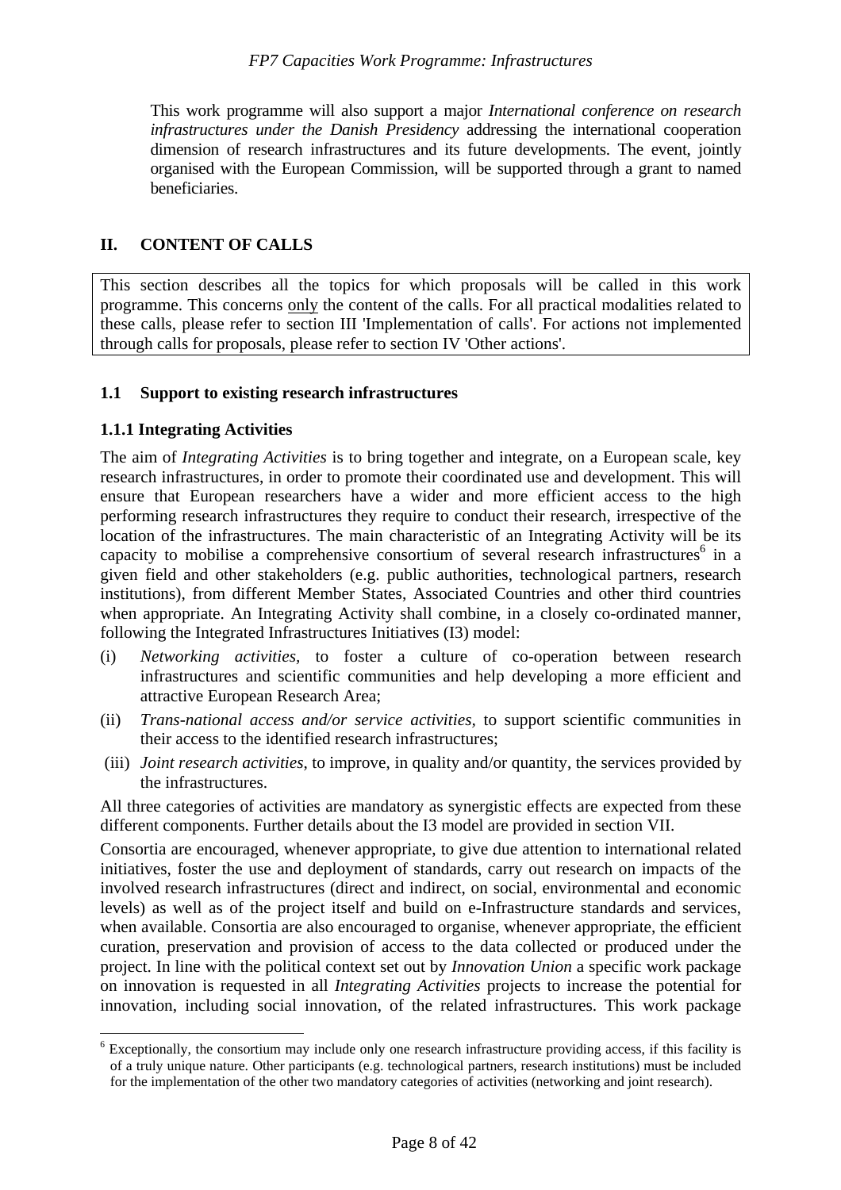This work programme will also support a major *International conference on research infrastructures under the Danish Presidency* addressing the international cooperation dimension of research infrastructures and its future developments. The event, jointly organised with the European Commission, will be supported through a grant to named beneficiaries.

## II. CONTENT OF CALLS

This section describes all the topics for which proposals will be called in this work programme. This concerns only the content of the calls. For all practical modalities related to these calls, please refer to section III 'Implementation of calls'. For actions not implemented through calls for proposals, please refer to section IV 'Other actions'.

### 1.1 Support to existing research infrastructures

#### 1.1.1 Integrating Activities

The aim of *Integrating Activities* is to bring together and integrate, on a European scale, key research infrastructures, in order to promote their coordinated use and development. This will ensure that European researchers have a wider and more efficient access to the high performing research infrastructures they require to conduct their research, irrespective of the location of the infrastructures. The main characteristic of an Integrating Activity will be its capacity to mobilise a comprehensive consortium of several research infrastructures[6] in a given field and other stakeholders (e.g. public authorities, technological partners, research institutions), from different Member States, Associated Countries and other third countries when appropriate. An Integrating Activity shall combine, in a closely co-ordinated manner, following the Integrated Infrastructures Initiatives (I3) model:

(i) *Networking activities*, to foster a culture of co-operation between research infrastructures and scientific communities and help developing a more efficient and attractive European Research Area;

(ii) *Trans-national access and/or service activities*, to support scientific communities in their access to the identified research infrastructures;

(iii) *Joint research activities*, to improve, in quality and/or quantity, the services provided by the infrastructures.

All three categories of activities are mandatory as synergistic effects are expected from these different components. Further details about the I3 model are provided in section VII.

Consortia are encouraged, whenever appropriate, to give due attention to international related initiatives, foster the use and deployment of standards, carry out research on impacts of the involved research infrastructures (direct and indirect, on social, environmental and economic levels) as well as of the project itself and build on e-Infrastructure standards and services, when available. Consortia are also encouraged to organise, whenever appropriate, the efficient curation, preservation and provision of access to the data collected or produced under the project. In line with the political context set out by *Innovation Union* a specific work package on innovation is requested in all *Integrating Activities* projects to increase the potential for innovation, including social innovation, of the related infrastructures. This work package

[6] Exceptionally, the consortium may include only one research infrastructure providing access, if this facility is of a truly unique nature. Other participants (e.g. technological partners, research institutions) must be included for the implementation of the other two mandatory categories of activities (networking and joint research).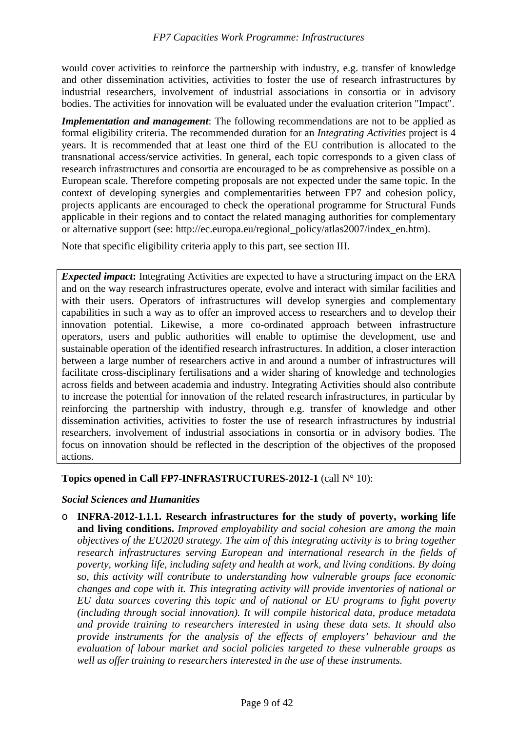would cover activities to reinforce the partnership with industry, e.g. transfer of knowledge and other dissemination activities, activities to foster the use of research infrastructures by industrial researchers, involvement of industrial associations in consortia or in advisory bodies. The activities for innovation will be evaluated under the evaluation criterion "Impact".

***Implementation and management***: The following recommendations are not to be applied as formal eligibility criteria. The recommended duration for an *Integrating Activities* project is 4 years. It is recommended that at least one third of the EU contribution is allocated to the transnational access/service activities. In general, each topic corresponds to a given class of research infrastructures and consortia are encouraged to be as comprehensive as possible on a European scale. Therefore competing proposals are not expected under the same topic. In the context of developing synergies and complementarities between FP7 and cohesion policy, projects applicants are encouraged to check the operational programme for Structural Funds applicable in their regions and to contact the related managing authorities for complementary or alternative support (see: http://ec.europa.eu/regional_policy/atlas2007/index_en.htm).

Note that specific eligibility criteria apply to this part, see section III.

***Expected impact*:** Integrating Activities are expected to have a structuring impact on the ERA and on the way research infrastructures operate, evolve and interact with similar facilities and with their users. Operators of infrastructures will develop synergies and complementary capabilities in such a way as to offer an improved access to researchers and to develop their innovation potential. Likewise, a more co-ordinated approach between infrastructure operators, users and public authorities will enable to optimise the development, use and sustainable operation of the identified research infrastructures. In addition, a closer interaction between a large number of researchers active in and around a number of infrastructures will facilitate cross-disciplinary fertilisations and a wider sharing of knowledge and technologies across fields and between academia and industry. Integrating Activities should also contribute to increase the potential for innovation of the related research infrastructures, in particular by reinforcing the partnership with industry, through e.g. transfer of knowledge and other dissemination activities, activities to foster the use of research infrastructures by industrial researchers, involvement of industrial associations in consortia or in advisory bodies. The focus on innovation should be reflected in the description of the objectives of the proposed actions.

**Topics opened in Call FP7-INFRASTRUCTURES-2012-1** (call N° 10):

***Social Sciences and Humanities***

- **INFRA-2012-1.1.1. Research infrastructures for the study of poverty, working life and living conditions.** *Improved employability and social cohesion are among the main objectives of the EU2020 strategy. The aim of this integrating activity is to bring together research infrastructures serving European and international research in the fields of poverty, working life, including safety and health at work, and living conditions. By doing so, this activity will contribute to understanding how vulnerable groups face economic changes and cope with it. This integrating activity will provide inventories of national or EU data sources covering this topic and of national or EU programs to fight poverty (including through social innovation). It will compile historical data, produce metadata and provide training to researchers interested in using these data sets. It should also provide instruments for the analysis of the effects of employers' behaviour and the evaluation of labour market and social policies targeted to these vulnerable groups as well as offer training to researchers interested in the use of these instruments.*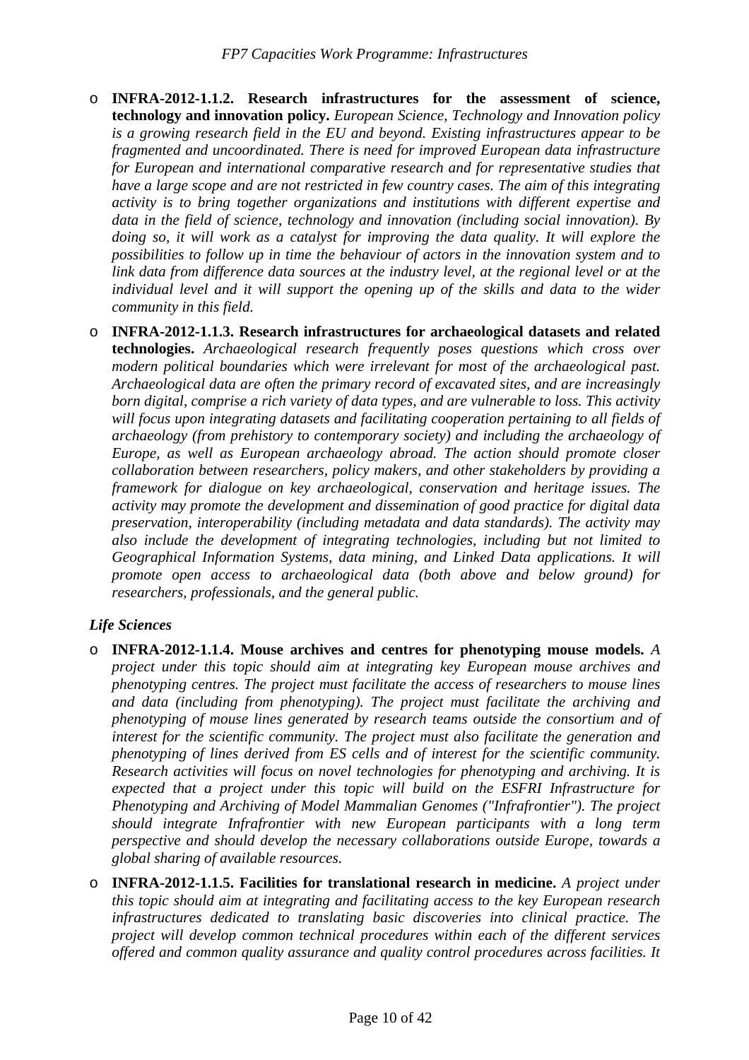- **INFRA-2012-1.1.2. Research infrastructures for the assessment of science, technology and innovation policy.** *European Science, Technology and Innovation policy is a growing research field in the EU and beyond. Existing infrastructures appear to be fragmented and uncoordinated. There is need for improved European data infrastructure for European and international comparative research and for representative studies that have a large scope and are not restricted in few country cases. The aim of this integrating activity is to bring together organizations and institutions with different expertise and data in the field of science, technology and innovation (including social innovation). By doing so, it will work as a catalyst for improving the data quality. It will explore the possibilities to follow up in time the behaviour of actors in the innovation system and to link data from difference data sources at the industry level, at the regional level or at the individual level and it will support the opening up of the skills and data to the wider community in this field.*

- **INFRA-2012-1.1.3. Research infrastructures for archaeological datasets and related technologies.** *Archaeological research frequently poses questions which cross over modern political boundaries which were irrelevant for most of the archaeological past. Archaeological data are often the primary record of excavated sites, and are increasingly born digital, comprise a rich variety of data types, and are vulnerable to loss. This activity will focus upon integrating datasets and facilitating cooperation pertaining to all fields of archaeology (from prehistory to contemporary society) and including the archaeology of Europe, as well as European archaeology abroad. The action should promote closer collaboration between researchers, policy makers, and other stakeholders by providing a framework for dialogue on key archaeological, conservation and heritage issues. The activity may promote the development and dissemination of good practice for digital data preservation, interoperability (including metadata and data standards). The activity may also include the development of integrating technologies, including but not limited to Geographical Information Systems, data mining, and Linked Data applications. It will promote open access to archaeological data (both above and below ground) for researchers, professionals, and the general public.*

***Life Sciences***

- **INFRA-2012-1.1.4. Mouse archives and centres for phenotyping mouse models.** *A project under this topic should aim at integrating key European mouse archives and phenotyping centres. The project must facilitate the access of researchers to mouse lines and data (including from phenotyping). The project must facilitate the archiving and phenotyping of mouse lines generated by research teams outside the consortium and of interest for the scientific community. The project must also facilitate the generation and phenotyping of lines derived from ES cells and of interest for the scientific community. Research activities will focus on novel technologies for phenotyping and archiving. It is expected that a project under this topic will build on the ESFRI Infrastructure for Phenotyping and Archiving of Model Mammalian Genomes ("Infrafrontier"). The project should integrate Infrafrontier with new European participants with a long term perspective and should develop the necessary collaborations outside Europe, towards a global sharing of available resources.*

- **INFRA-2012-1.1.5. Facilities for translational research in medicine.** *A project under this topic should aim at integrating and facilitating access to the key European research infrastructures dedicated to translating basic discoveries into clinical practice. The project will develop common technical procedures within each of the different services offered and common quality assurance and quality control procedures across facilities. It*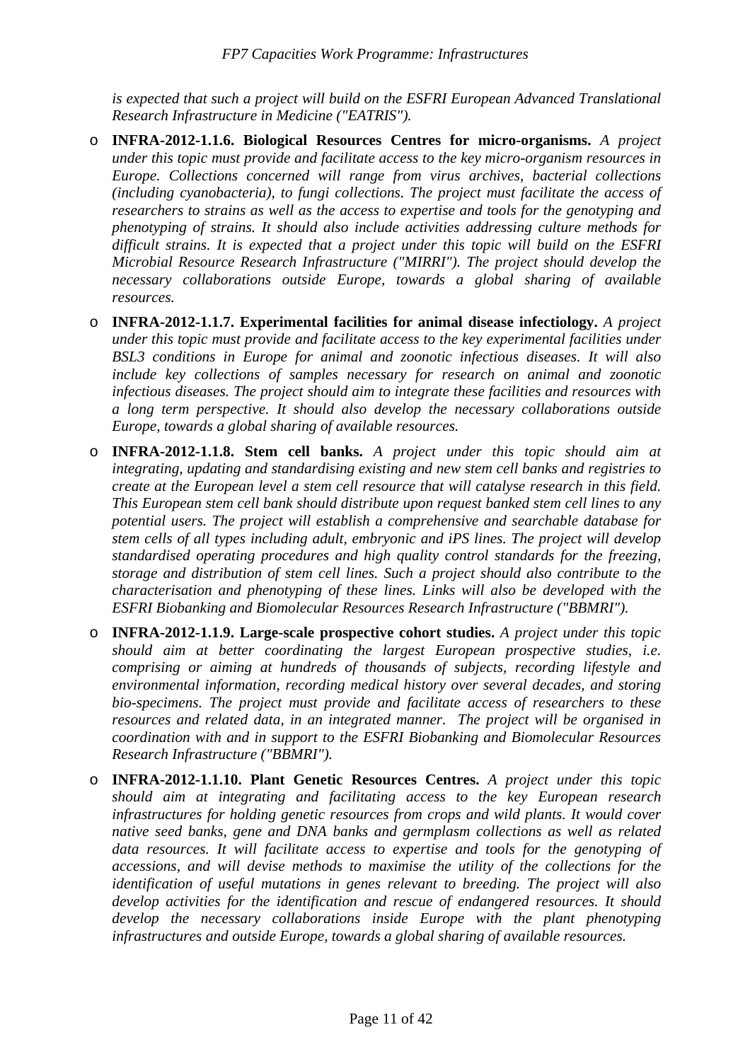*is expected that such a project will build on the ESFRI European Advanced Translational Research Infrastructure in Medicine ("EATRIS").*

- **INFRA-2012-1.1.6. Biological Resources Centres for micro-organisms.** *A project under this topic must provide and facilitate access to the key micro-organism resources in Europe. Collections concerned will range from virus archives, bacterial collections (including cyanobacteria), to fungi collections. The project must facilitate the access of researchers to strains as well as the access to expertise and tools for the genotyping and phenotyping of strains. It should also include activities addressing culture methods for difficult strains. It is expected that a project under this topic will build on the ESFRI Microbial Resource Research Infrastructure ("MIRRI"). The project should develop the necessary collaborations outside Europe, towards a global sharing of available resources.*

- **INFRA-2012-1.1.7. Experimental facilities for animal disease infectiology.** *A project under this topic must provide and facilitate access to the key experimental facilities under BSL3 conditions in Europe for animal and zoonotic infectious diseases. It will also include key collections of samples necessary for research on animal and zoonotic infectious diseases. The project should aim to integrate these facilities and resources with a long term perspective. It should also develop the necessary collaborations outside Europe, towards a global sharing of available resources.*

- **INFRA-2012-1.1.8. Stem cell banks.** *A project under this topic should aim at integrating, updating and standardising existing and new stem cell banks and registries to create at the European level a stem cell resource that will catalyse research in this field. This European stem cell bank should distribute upon request banked stem cell lines to any potential users. The project will establish a comprehensive and searchable database for stem cells of all types including adult, embryonic and iPS lines. The project will develop standardised operating procedures and high quality control standards for the freezing, storage and distribution of stem cell lines. Such a project should also contribute to the characterisation and phenotyping of these lines. Links will also be developed with the ESFRI Biobanking and Biomolecular Resources Research Infrastructure ("BBMRI").*

- **INFRA-2012-1.1.9. Large-scale prospective cohort studies.** *A project under this topic should aim at better coordinating the largest European prospective studies, i.e. comprising or aiming at hundreds of thousands of subjects, recording lifestyle and environmental information, recording medical history over several decades, and storing bio-specimens. The project must provide and facilitate access of researchers to these resources and related data, in an integrated manner. The project will be organised in coordination with and in support to the ESFRI Biobanking and Biomolecular Resources Research Infrastructure ("BBMRI").*

- **INFRA-2012-1.1.10. Plant Genetic Resources Centres.** *A project under this topic should aim at integrating and facilitating access to the key European research infrastructures for holding genetic resources from crops and wild plants. It would cover native seed banks, gene and DNA banks and germplasm collections as well as related data resources. It will facilitate access to expertise and tools for the genotyping of accessions, and will devise methods to maximise the utility of the collections for the identification of useful mutations in genes relevant to breeding. The project will also develop activities for the identification and rescue of endangered resources. It should develop the necessary collaborations inside Europe with the plant phenotyping infrastructures and outside Europe, towards a global sharing of available resources.*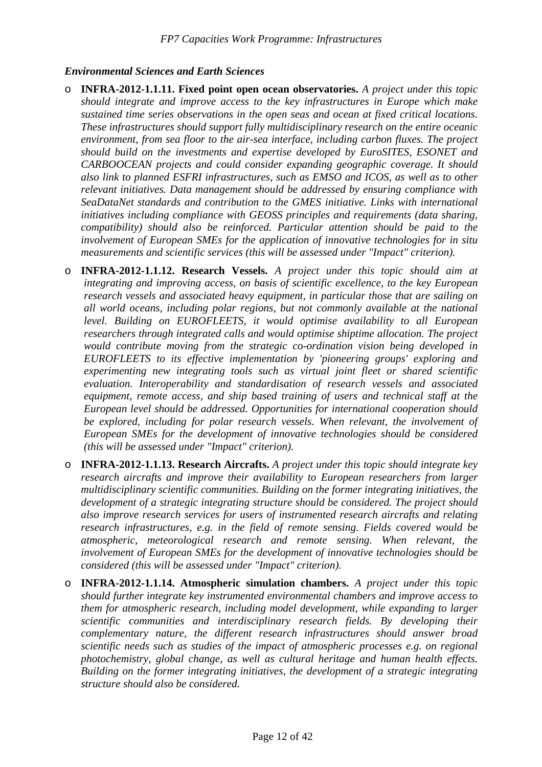***Environmental Sciences and Earth Sciences***

- **INFRA-2012-1.1.11. Fixed point open ocean observatories.** *A project under this topic should integrate and improve access to the key infrastructures in Europe which make sustained time series observations in the open seas and ocean at fixed critical locations. These infrastructures should support fully multidisciplinary research on the entire oceanic environment, from sea floor to the air-sea interface, including carbon fluxes. The project should build on the investments and expertise developed by EuroSITES, ESONET and CARBOOCEAN projects and could consider expanding geographic coverage. It should also link to planned ESFRI infrastructures, such as EMSO and ICOS, as well as to other relevant initiatives. Data management should be addressed by ensuring compliance with SeaDataNet standards and contribution to the GMES initiative. Links with international initiatives including compliance with GEOSS principles and requirements (data sharing, compatibility) should also be reinforced. Particular attention should be paid to the involvement of European SMEs for the application of innovative technologies for in situ measurements and scientific services (this will be assessed under "Impact" criterion).*

- **INFRA-2012-1.1.12. Research Vessels.** *A project under this topic should aim at integrating and improving access, on basis of scientific excellence, to the key European research vessels and associated heavy equipment, in particular those that are sailing on all world oceans, including polar regions, but not commonly available at the national level. Building on EUROFLEETS, it would optimise availability to all European researchers through integrated calls and would optimise shiptime allocation. The project would contribute moving from the strategic co-ordination vision being developed in EUROFLEETS to its effective implementation by 'pioneering groups' exploring and experimenting new integrating tools such as virtual joint fleet or shared scientific evaluation. Interoperability and standardisation of research vessels and associated equipment, remote access, and ship based training of users and technical staff at the European level should be addressed. Opportunities for international cooperation should be explored, including for polar research vessels. When relevant, the involvement of European SMEs for the development of innovative technologies should be considered (this will be assessed under "Impact" criterion).*

- **INFRA-2012-1.1.13. Research Aircrafts.** *A project under this topic should integrate key research aircrafts and improve their availability to European researchers from larger multidisciplinary scientific communities. Building on the former integrating initiatives, the development of a strategic integrating structure should be considered. The project should also improve research services for users of instrumented research aircrafts and relating research infrastructures, e.g. in the field of remote sensing. Fields covered would be atmospheric, meteorological research and remote sensing. When relevant, the involvement of European SMEs for the development of innovative technologies should be considered (this will be assessed under "Impact" criterion).*

- **INFRA-2012-1.1.14. Atmospheric simulation chambers.** *A project under this topic should further integrate key instrumented environmental chambers and improve access to them for atmospheric research, including model development, while expanding to larger scientific communities and interdisciplinary research fields. By developing their complementary nature, the different research infrastructures should answer broad scientific needs such as studies of the impact of atmospheric processes e.g. on regional photochemistry, global change, as well as cultural heritage and human health effects. Building on the former integrating initiatives, the development of a strategic integrating structure should also be considered.*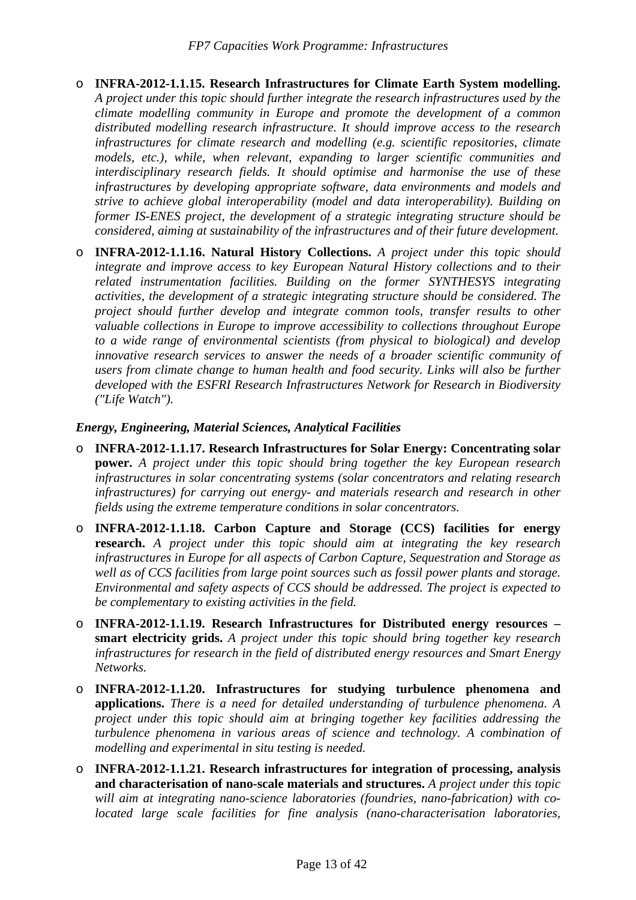- **INFRA-2012-1.1.15. Research Infrastructures for Climate Earth System modelling.** *A project under this topic should further integrate the research infrastructures used by the climate modelling community in Europe and promote the development of a common distributed modelling research infrastructure. It should improve access to the research infrastructures for climate research and modelling (e.g. scientific repositories, climate models, etc.), while, when relevant, expanding to larger scientific communities and interdisciplinary research fields. It should optimise and harmonise the use of these infrastructures by developing appropriate software, data environments and models and strive to achieve global interoperability (model and data interoperability). Building on former IS-ENES project, the development of a strategic integrating structure should be considered, aiming at sustainability of the infrastructures and of their future development.*

- **INFRA-2012-1.1.16. Natural History Collections.** *A project under this topic should integrate and improve access to key European Natural History collections and to their related instrumentation facilities. Building on the former SYNTHESYS integrating activities, the development of a strategic integrating structure should be considered. The project should further develop and integrate common tools, transfer results to other valuable collections in Europe to improve accessibility to collections throughout Europe to a wide range of environmental scientists (from physical to biological) and develop innovative research services to answer the needs of a broader scientific community of users from climate change to human health and food security. Links will also be further developed with the ESFRI Research Infrastructures Network for Research in Biodiversity ("Life Watch").*

***Energy, Engineering, Material Sciences, Analytical Facilities***

- **INFRA-2012-1.1.17. Research Infrastructures for Solar Energy: Concentrating solar power.** *A project under this topic should bring together the key European research infrastructures in solar concentrating systems (solar concentrators and relating research infrastructures) for carrying out energy- and materials research and research in other fields using the extreme temperature conditions in solar concentrators.*

- **INFRA-2012-1.1.18. Carbon Capture and Storage (CCS) facilities for energy research.** *A project under this topic should aim at integrating the key research infrastructures in Europe for all aspects of Carbon Capture, Sequestration and Storage as well as of CCS facilities from large point sources such as fossil power plants and storage. Environmental and safety aspects of CCS should be addressed. The project is expected to be complementary to existing activities in the field.*

- **INFRA-2012-1.1.19. Research Infrastructures for Distributed energy resources – smart electricity grids.** *A project under this topic should bring together key research infrastructures for research in the field of distributed energy resources and Smart Energy Networks.*

- **INFRA-2012-1.1.20. Infrastructures for studying turbulence phenomena and applications.** *There is a need for detailed understanding of turbulence phenomena. A project under this topic should aim at bringing together key facilities addressing the turbulence phenomena in various areas of science and technology. A combination of modelling and experimental in situ testing is needed.*

- **INFRA-2012-1.1.21. Research infrastructures for integration of processing, analysis and characterisation of nano-scale materials and structures.** *A project under this topic will aim at integrating nano-science laboratories (foundries, nano-fabrication) with co-located large scale facilities for fine analysis (nano-characterisation laboratories,*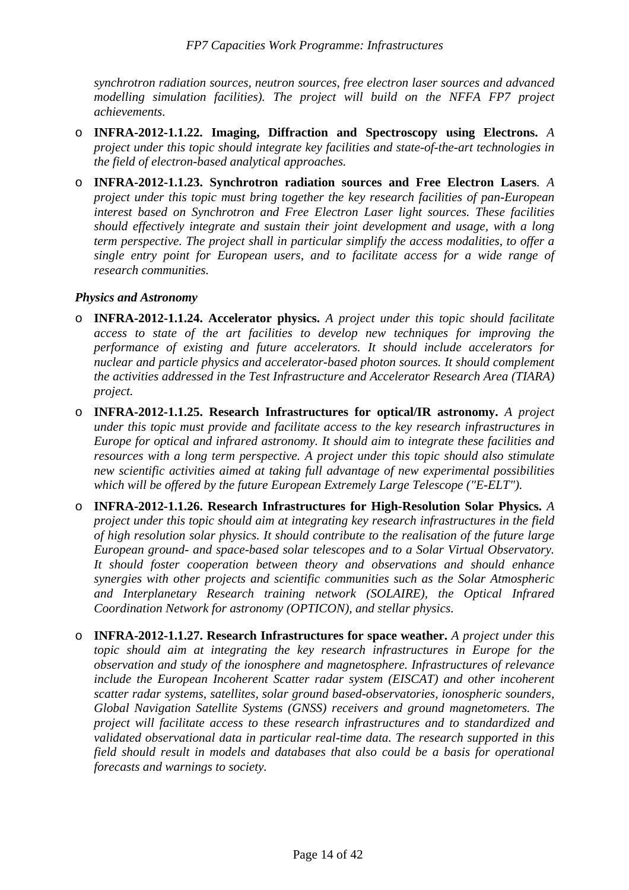*synchrotron radiation sources, neutron sources, free electron laser sources and advanced modelling simulation facilities). The project will build on the NFFA FP7 project achievements.*

- **INFRA-2012-1.1.22. Imaging, Diffraction and Spectroscopy using Electrons.** *A project under this topic should integrate key facilities and state-of-the-art technologies in the field of electron-based analytical approaches.*
- **INFRA-2012-1.1.23. Synchrotron radiation sources and Free Electron Lasers**. *A project under this topic must bring together the key research facilities of pan-European interest based on Synchrotron and Free Electron Laser light sources. These facilities should effectively integrate and sustain their joint development and usage, with a long term perspective. The project shall in particular simplify the access modalities, to offer a single entry point for European users, and to facilitate access for a wide range of research communities.*

***Physics and Astronomy***

- **INFRA-2012-1.1.24. Accelerator physics.** *A project under this topic should facilitate access to state of the art facilities to develop new techniques for improving the performance of existing and future accelerators. It should include accelerators for nuclear and particle physics and accelerator-based photon sources. It should complement the activities addressed in the Test Infrastructure and Accelerator Research Area (TIARA) project.*
- **INFRA-2012-1.1.25. Research Infrastructures for optical/IR astronomy.** *A project under this topic must provide and facilitate access to the key research infrastructures in Europe for optical and infrared astronomy. It should aim to integrate these facilities and resources with a long term perspective. A project under this topic should also stimulate new scientific activities aimed at taking full advantage of new experimental possibilities which will be offered by the future European Extremely Large Telescope ("E-ELT").*
- **INFRA-2012-1.1.26. Research Infrastructures for High-Resolution Solar Physics.** *A project under this topic should aim at integrating key research infrastructures in the field of high resolution solar physics. It should contribute to the realisation of the future large European ground- and space-based solar telescopes and to a Solar Virtual Observatory. It should foster cooperation between theory and observations and should enhance synergies with other projects and scientific communities such as the Solar Atmospheric and Interplanetary Research training network (SOLAIRE), the Optical Infrared Coordination Network for astronomy (OPTICON), and stellar physics.*
- **INFRA-2012-1.1.27. Research Infrastructures for space weather.** *A project under this topic should aim at integrating the key research infrastructures in Europe for the observation and study of the ionosphere and magnetosphere. Infrastructures of relevance include the European Incoherent Scatter radar system (EISCAT) and other incoherent scatter radar systems, satellites, solar ground based-observatories, ionospheric sounders, Global Navigation Satellite Systems (GNSS) receivers and ground magnetometers. The project will facilitate access to these research infrastructures and to standardized and validated observational data in particular real-time data. The research supported in this field should result in models and databases that also could be a basis for operational forecasts and warnings to society.*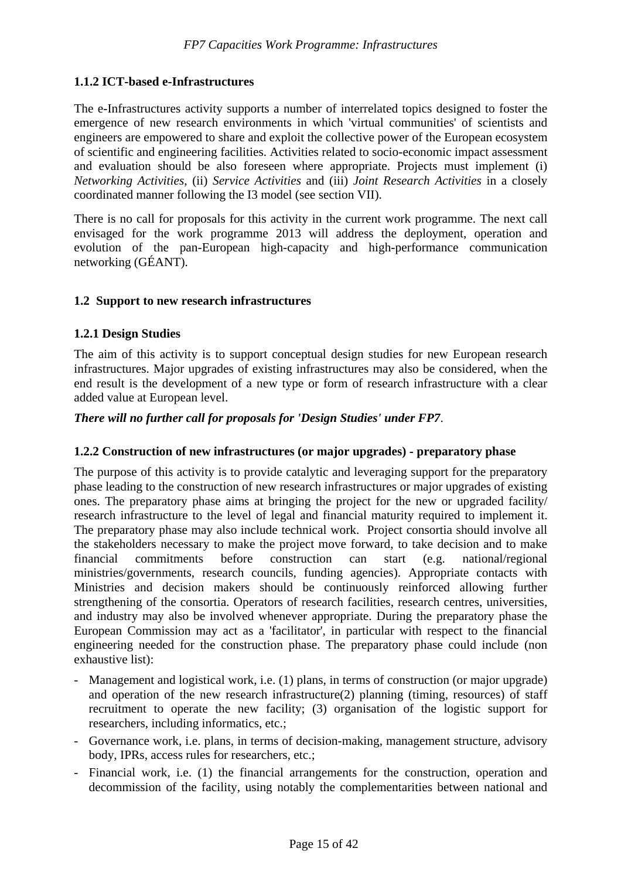### 1.1.2 ICT-based e-Infrastructures

The e-Infrastructures activity supports a number of interrelated topics designed to foster the emergence of new research environments in which 'virtual communities' of scientists and engineers are empowered to share and exploit the collective power of the European ecosystem of scientific and engineering facilities. Activities related to socio-economic impact assessment and evaluation should be also foreseen where appropriate. Projects must implement (i) *Networking Activities*, (ii) *Service Activities* and (iii) *Joint Research Activities* in a closely coordinated manner following the I3 model (see section VII).

There is no call for proposals for this activity in the current work programme. The next call envisaged for the work programme 2013 will address the deployment, operation and evolution of the pan-European high-capacity and high-performance communication networking (GÉANT).

## 1.2 Support to new research infrastructures

### 1.2.1 Design Studies

The aim of this activity is to support conceptual design studies for new European research infrastructures. Major upgrades of existing infrastructures may also be considered, when the end result is the development of a new type or form of research infrastructure with a clear added value at European level.

***There will no further call for proposals for 'Design Studies' under FP7***.

### 1.2.2 Construction of new infrastructures (or major upgrades) - preparatory phase

The purpose of this activity is to provide catalytic and leveraging support for the preparatory phase leading to the construction of new research infrastructures or major upgrades of existing ones. The preparatory phase aims at bringing the project for the new or upgraded facility/ research infrastructure to the level of legal and financial maturity required to implement it. The preparatory phase may also include technical work. Project consortia should involve all the stakeholders necessary to make the project move forward, to take decision and to make financial commitments before construction can start (e.g. national/regional ministries/governments, research councils, funding agencies). Appropriate contacts with Ministries and decision makers should be continuously reinforced allowing further strengthening of the consortia. Operators of research facilities, research centres, universities, and industry may also be involved whenever appropriate. During the preparatory phase the European Commission may act as a 'facilitator', in particular with respect to the financial engineering needed for the construction phase. The preparatory phase could include (non exhaustive list):

- Management and logistical work, i.e. (1) plans, in terms of construction (or major upgrade) and operation of the new research infrastructure(2) planning (timing, resources) of staff recruitment to operate the new facility; (3) organisation of the logistic support for researchers, including informatics, etc.;
- Governance work, i.e. plans, in terms of decision-making, management structure, advisory body, IPRs, access rules for researchers, etc.;
- Financial work, i.e. (1) the financial arrangements for the construction, operation and decommission of the facility, using notably the complementarities between national and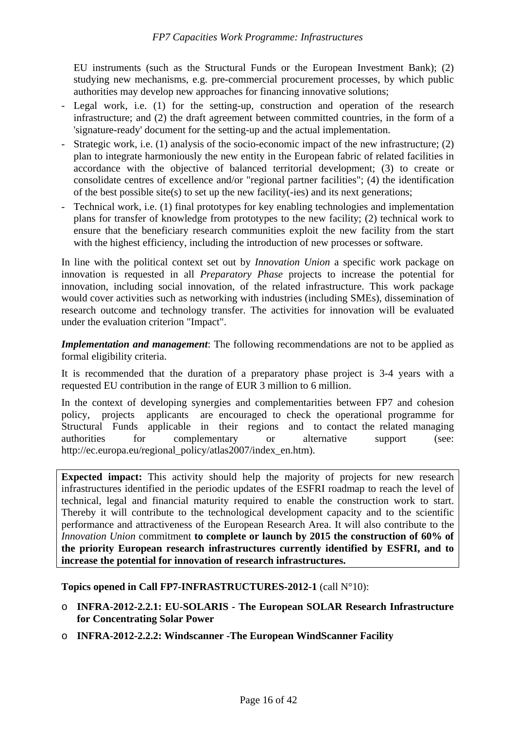EU instruments (such as the Structural Funds or the European Investment Bank); (2) studying new mechanisms, e.g. pre-commercial procurement processes, by which public authorities may develop new approaches for financing innovative solutions;

- Legal work, i.e. (1) for the setting-up, construction and operation of the research infrastructure; and (2) the draft agreement between committed countries, in the form of a 'signature-ready' document for the setting-up and the actual implementation.
- Strategic work, i.e. (1) analysis of the socio-economic impact of the new infrastructure; (2) plan to integrate harmoniously the new entity in the European fabric of related facilities in accordance with the objective of balanced territorial development; (3) to create or consolidate centres of excellence and/or "regional partner facilities"; (4) the identification of the best possible site(s) to set up the new facility(-ies) and its next generations;
- Technical work, i.e. (1) final prototypes for key enabling technologies and implementation plans for transfer of knowledge from prototypes to the new facility; (2) technical work to ensure that the beneficiary research communities exploit the new facility from the start with the highest efficiency, including the introduction of new processes or software.

In line with the political context set out by *Innovation Union* a specific work package on innovation is requested in all *Preparatory Phase* projects to increase the potential for innovation, including social innovation, of the related infrastructure. This work package would cover activities such as networking with industries (including SMEs), dissemination of research outcome and technology transfer. The activities for innovation will be evaluated under the evaluation criterion "Impact".

***Implementation and management***: The following recommendations are not to be applied as formal eligibility criteria.

It is recommended that the duration of a preparatory phase project is 3-4 years with a requested EU contribution in the range of EUR 3 million to 6 million.

In the context of developing synergies and complementarities between FP7 and cohesion policy, projects applicants are encouraged to check the operational programme for Structural Funds applicable in their regions and to contact the related managing authorities for complementary or alternative support (see: http://ec.europa.eu/regional_policy/atlas2007/index_en.htm).

**Expected impact:** This activity should help the majority of projects for new research infrastructures identified in the periodic updates of the ESFRI roadmap to reach the level of technical, legal and financial maturity required to enable the construction work to start. Thereby it will contribute to the technological development capacity and to the scientific performance and attractiveness of the European Research Area. It will also contribute to the *Innovation Union* commitment **to complete or launch by 2015 the construction of 60% of the priority European research infrastructures currently identified by ESFRI, and to increase the potential for innovation of research infrastructures.**

**Topics opened in Call FP7-INFRASTRUCTURES-2012-1** (call N°10):

- **INFRA-2012-2.2.1: EU-SOLARIS - The European SOLAR Research Infrastructure for Concentrating Solar Power**
- **INFRA-2012-2.2.2: Windscanner -The European WindScanner Facility**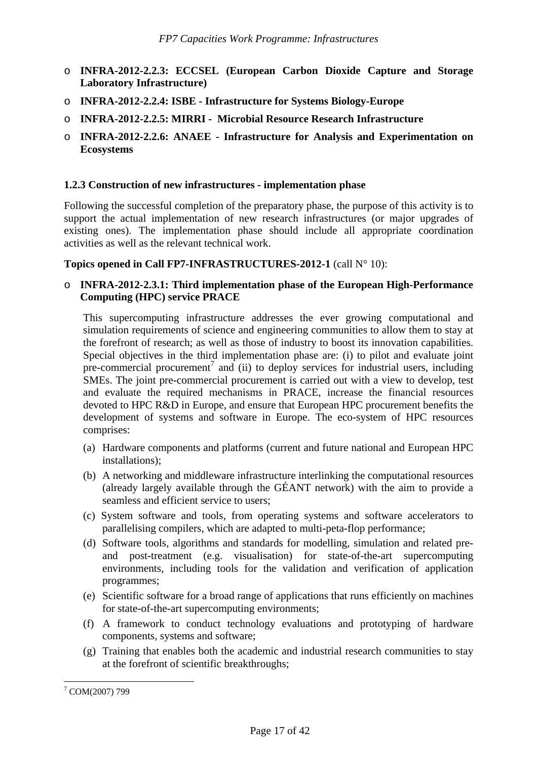- **INFRA-2012-2.2.3: ECCSEL (European Carbon Dioxide Capture and Storage Laboratory Infrastructure)**
- **INFRA-2012-2.2.4: ISBE - Infrastructure for Systems Biology-Europe**
- **INFRA-2012-2.2.5: MIRRI - Microbial Resource Research Infrastructure**
- **INFRA-2012-2.2.6: ANAEE - Infrastructure for Analysis and Experimentation on Ecosystems**

### 1.2.3 Construction of new infrastructures - implementation phase

Following the successful completion of the preparatory phase, the purpose of this activity is to support the actual implementation of new research infrastructures (or major upgrades of existing ones). The implementation phase should include all appropriate coordination activities as well as the relevant technical work.

**Topics opened in Call FP7-INFRASTRUCTURES-2012-1** (call N° 10):

- **INFRA-2012-2.3.1: Third implementation phase of the European High-Performance Computing (HPC) service PRACE**

  This supercomputing infrastructure addresses the ever growing computational and simulation requirements of science and engineering communities to allow them to stay at the forefront of research; as well as those of industry to boost its innovation capabilities. Special objectives in the third implementation phase are: (i) to pilot and evaluate joint pre-commercial procurement[7] and (ii) to deploy services for industrial users, including SMEs. The joint pre-commercial procurement is carried out with a view to develop, test and evaluate the required mechanisms in PRACE, increase the financial resources devoted to HPC R&D in Europe, and ensure that European HPC procurement benefits the development of systems and software in Europe. The eco-system of HPC resources comprises:

  (a) Hardware components and platforms (current and future national and European HPC installations);

  (b) A networking and middleware infrastructure interlinking the computational resources (already largely available through the GÉANT network) with the aim to provide a seamless and efficient service to users;

  (c) System software and tools, from operating systems and software accelerators to parallelising compilers, which are adapted to multi-peta-flop performance;

  (d) Software tools, algorithms and standards for modelling, simulation and related pre- and post-treatment (e.g. visualisation) for state-of-the-art supercomputing environments, including tools for the validation and verification of application programmes;

  (e) Scientific software for a broad range of applications that runs efficiently on machines for state-of-the-art supercomputing environments;

  (f) A framework to conduct technology evaluations and prototyping of hardware components, systems and software;

  (g) Training that enables both the academic and industrial research communities to stay at the forefront of scientific breakthroughs;

---

[7] COM(2007) 799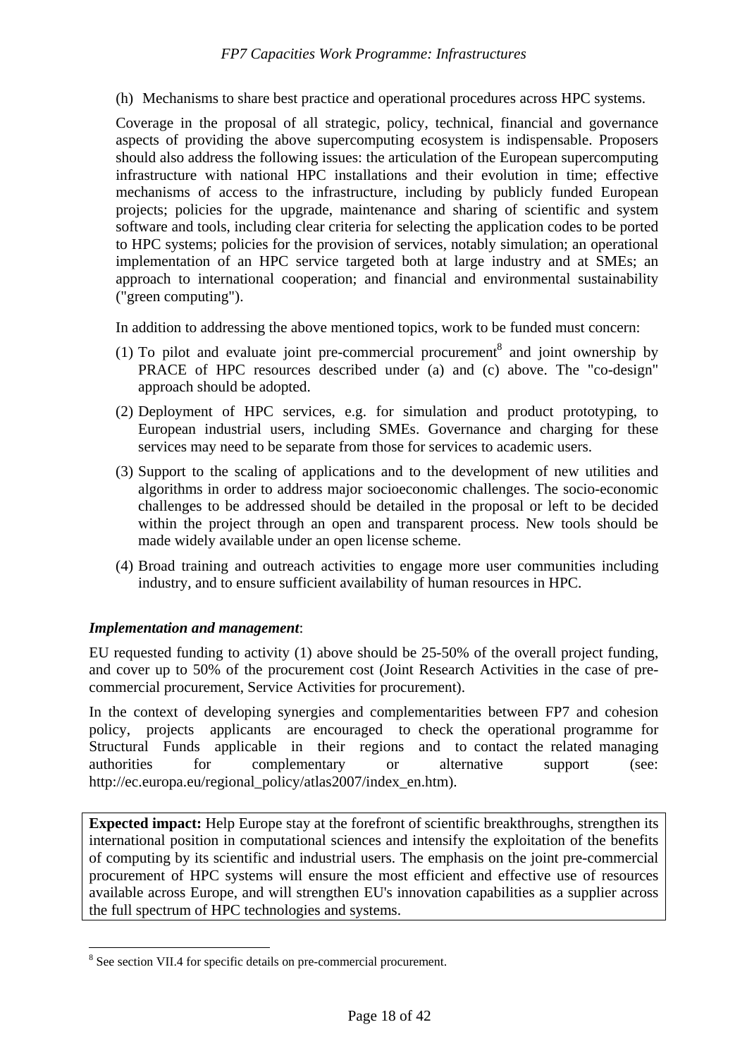(h) Mechanisms to share best practice and operational procedures across HPC systems.

Coverage in the proposal of all strategic, policy, technical, financial and governance aspects of providing the above supercomputing ecosystem is indispensable. Proposers should also address the following issues: the articulation of the European supercomputing infrastructure with national HPC installations and their evolution in time; effective mechanisms of access to the infrastructure, including by publicly funded European projects; policies for the upgrade, maintenance and sharing of scientific and system software and tools, including clear criteria for selecting the application codes to be ported to HPC systems; policies for the provision of services, notably simulation; an operational implementation of an HPC service targeted both at large industry and at SMEs; an approach to international cooperation; and financial and environmental sustainability ("green computing").

In addition to addressing the above mentioned topics, work to be funded must concern:

(1) To pilot and evaluate joint pre-commercial procurement[8] and joint ownership by PRACE of HPC resources described under (a) and (c) above. The "co-design" approach should be adopted.

(2) Deployment of HPC services, e.g. for simulation and product prototyping, to European industrial users, including SMEs. Governance and charging for these services may need to be separate from those for services to academic users.

(3) Support to the scaling of applications and to the development of new utilities and algorithms in order to address major socioeconomic challenges. The socio-economic challenges to be addressed should be detailed in the proposal or left to be decided within the project through an open and transparent process. New tools should be made widely available under an open license scheme.

(4) Broad training and outreach activities to engage more user communities including industry, and to ensure sufficient availability of human resources in HPC.

***Implementation and management***:

EU requested funding to activity (1) above should be 25-50% of the overall project funding, and cover up to 50% of the procurement cost (Joint Research Activities in the case of pre-commercial procurement, Service Activities for procurement).

In the context of developing synergies and complementarities between FP7 and cohesion policy, projects applicants are encouraged to check the operational programme for Structural Funds applicable in their regions and to contact the related managing authorities for complementary or alternative support (see: http://ec.europa.eu/regional_policy/atlas2007/index_en.htm).

**Expected impact:** Help Europe stay at the forefront of scientific breakthroughs, strengthen its international position in computational sciences and intensify the exploitation of the benefits of computing by its scientific and industrial users. The emphasis on the joint pre-commercial procurement of HPC systems will ensure the most efficient and effective use of resources available across Europe, and will strengthen EU's innovation capabilities as a supplier across the full spectrum of HPC technologies and systems.

---

[8] See section VII.4 for specific details on pre-commercial procurement.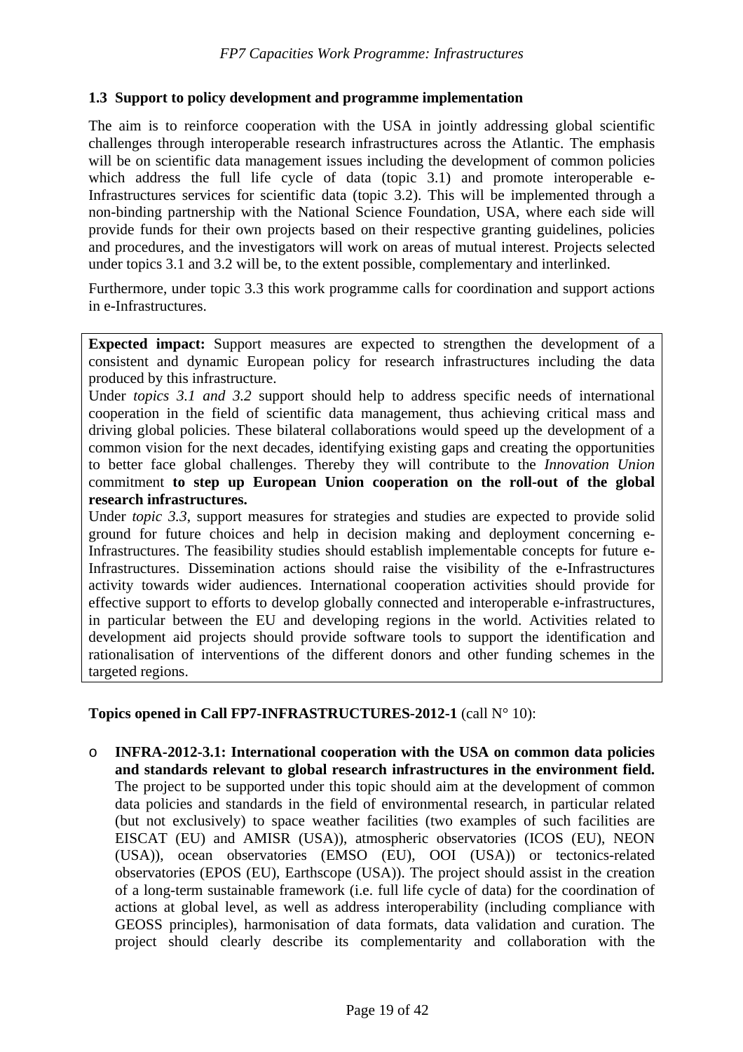### 1.3 Support to policy development and programme implementation

The aim is to reinforce cooperation with the USA in jointly addressing global scientific challenges through interoperable research infrastructures across the Atlantic. The emphasis will be on scientific data management issues including the development of common policies which address the full life cycle of data (topic 3.1) and promote interoperable e-Infrastructures services for scientific data (topic 3.2). This will be implemented through a non-binding partnership with the National Science Foundation, USA, where each side will provide funds for their own projects based on their respective granting guidelines, policies and procedures, and the investigators will work on areas of mutual interest. Projects selected under topics 3.1 and 3.2 will be, to the extent possible, complementary and interlinked.

Furthermore, under topic 3.3 this work programme calls for coordination and support actions in e-Infrastructures.

**Expected impact:** Support measures are expected to strengthen the development of a consistent and dynamic European policy for research infrastructures including the data produced by this infrastructure.
Under *topics 3.1 and 3.2* support should help to address specific needs of international cooperation in the field of scientific data management, thus achieving critical mass and driving global policies. These bilateral collaborations would speed up the development of a common vision for the next decades, identifying existing gaps and creating the opportunities to better face global challenges. Thereby they will contribute to the *Innovation Union* commitment **to step up European Union cooperation on the roll-out of the global research infrastructures.**
Under *topic 3.3*, support measures for strategies and studies are expected to provide solid ground for future choices and help in decision making and deployment concerning e-Infrastructures. The feasibility studies should establish implementable concepts for future e-Infrastructures. Dissemination actions should raise the visibility of the e-Infrastructures activity towards wider audiences. International cooperation activities should provide for effective support to efforts to develop globally connected and interoperable e-infrastructures, in particular between the EU and developing regions in the world. Activities related to development aid projects should provide software tools to support the identification and rationalisation of interventions of the different donors and other funding schemes in the targeted regions.

**Topics opened in Call FP7-INFRASTRUCTURES-2012-1** (call N° 10):

- **INFRA-2012-3.1: International cooperation with the USA on common data policies and standards relevant to global research infrastructures in the environment field.** The project to be supported under this topic should aim at the development of common data policies and standards in the field of environmental research, in particular related (but not exclusively) to space weather facilities (two examples of such facilities are EISCAT (EU) and AMISR (USA)), atmospheric observatories (ICOS (EU), NEON (USA)), ocean observatories (EMSO (EU), OOI (USA)) or tectonics-related observatories (EPOS (EU), Earthscope (USA)). The project should assist in the creation of a long-term sustainable framework (i.e. full life cycle of data) for the coordination of actions at global level, as well as address interoperability (including compliance with GEOSS principles), harmonisation of data formats, data validation and curation. The project should clearly describe its complementarity and collaboration with the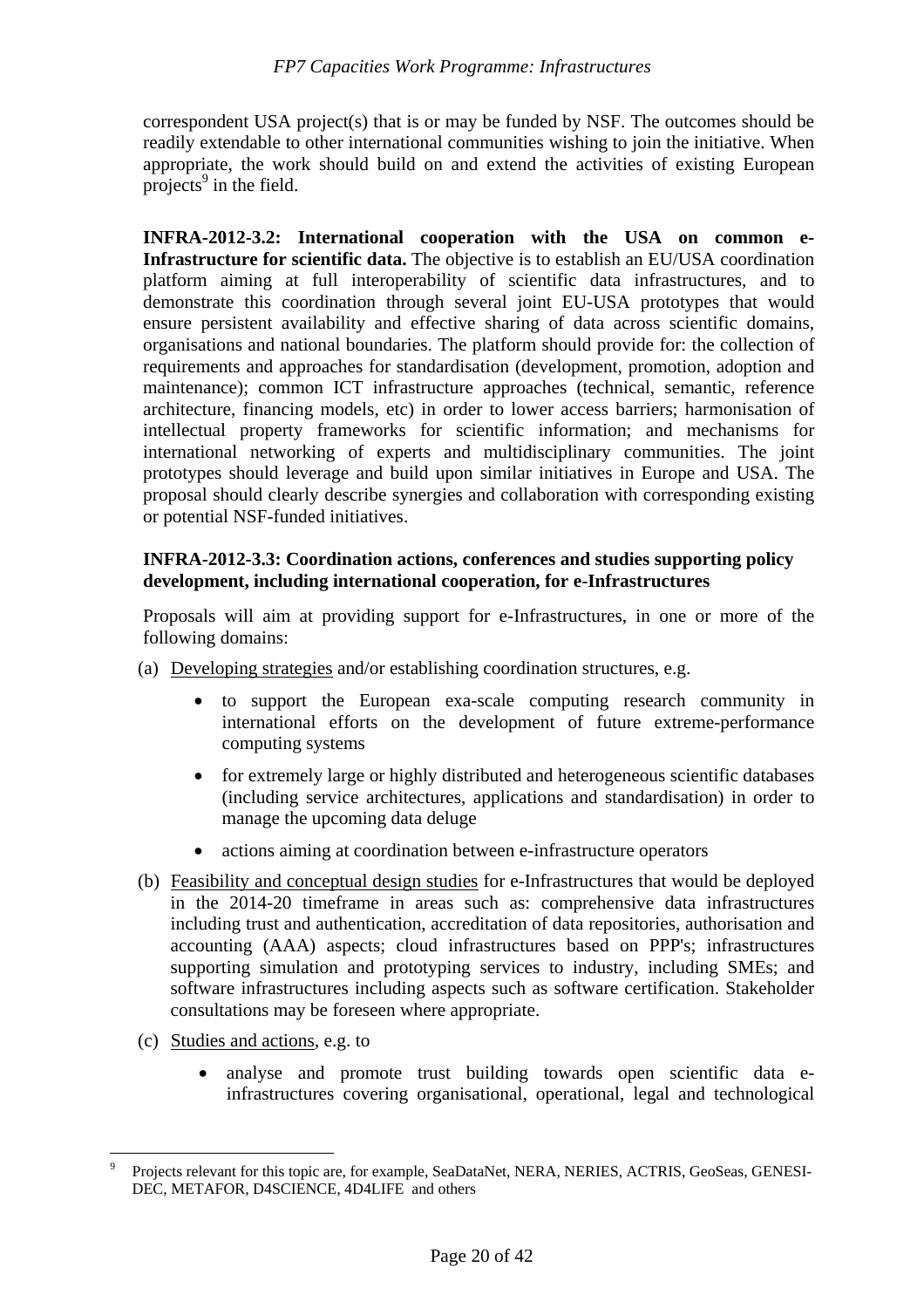correspondent USA project(s) that is or may be funded by NSF. The outcomes should be readily extendable to other international communities wishing to join the initiative. When appropriate, the work should build on and extend the activities of existing European projects[9] in the field.

**INFRA-2012-3.2: International cooperation with the USA on common e-Infrastructure for scientific data.** The objective is to establish an EU/USA coordination platform aiming at full interoperability of scientific data infrastructures, and to demonstrate this coordination through several joint EU-USA prototypes that would ensure persistent availability and effective sharing of data across scientific domains, organisations and national boundaries. The platform should provide for: the collection of requirements and approaches for standardisation (development, promotion, adoption and maintenance); common ICT infrastructure approaches (technical, semantic, reference architecture, financing models, etc) in order to lower access barriers; harmonisation of intellectual property frameworks for scientific information; and mechanisms for international networking of experts and multidisciplinary communities. The joint prototypes should leverage and build upon similar initiatives in Europe and USA. The proposal should clearly describe synergies and collaboration with corresponding existing or potential NSF-funded initiatives.

**INFRA-2012-3.3: Coordination actions, conferences and studies supporting policy development, including international cooperation, for e-Infrastructures**

Proposals will aim at providing support for e-Infrastructures, in one or more of the following domains:

(a) Developing strategies and/or establishing coordination structures, e.g.

- to support the European exa-scale computing research community in international efforts on the development of future extreme-performance computing systems
- for extremely large or highly distributed and heterogeneous scientific databases (including service architectures, applications and standardisation) in order to manage the upcoming data deluge
- actions aiming at coordination between e-infrastructure operators

(b) Feasibility and conceptual design studies for e-Infrastructures that would be deployed in the 2014-20 timeframe in areas such as: comprehensive data infrastructures including trust and authentication, accreditation of data repositories, authorisation and accounting (AAA) aspects; cloud infrastructures based on PPP's; infrastructures supporting simulation and prototyping services to industry, including SMEs; and software infrastructures including aspects such as software certification. Stakeholder consultations may be foreseen where appropriate.

(c) Studies and actions, e.g. to

- analyse and promote trust building towards open scientific data e-infrastructures covering organisational, operational, legal and technological

---

[9] Projects relevant for this topic are, for example, SeaDataNet, NERA, NERIES, ACTRIS, GeoSeas, GENESI-DEC, METAFOR, D4SCIENCE, 4D4LIFE and others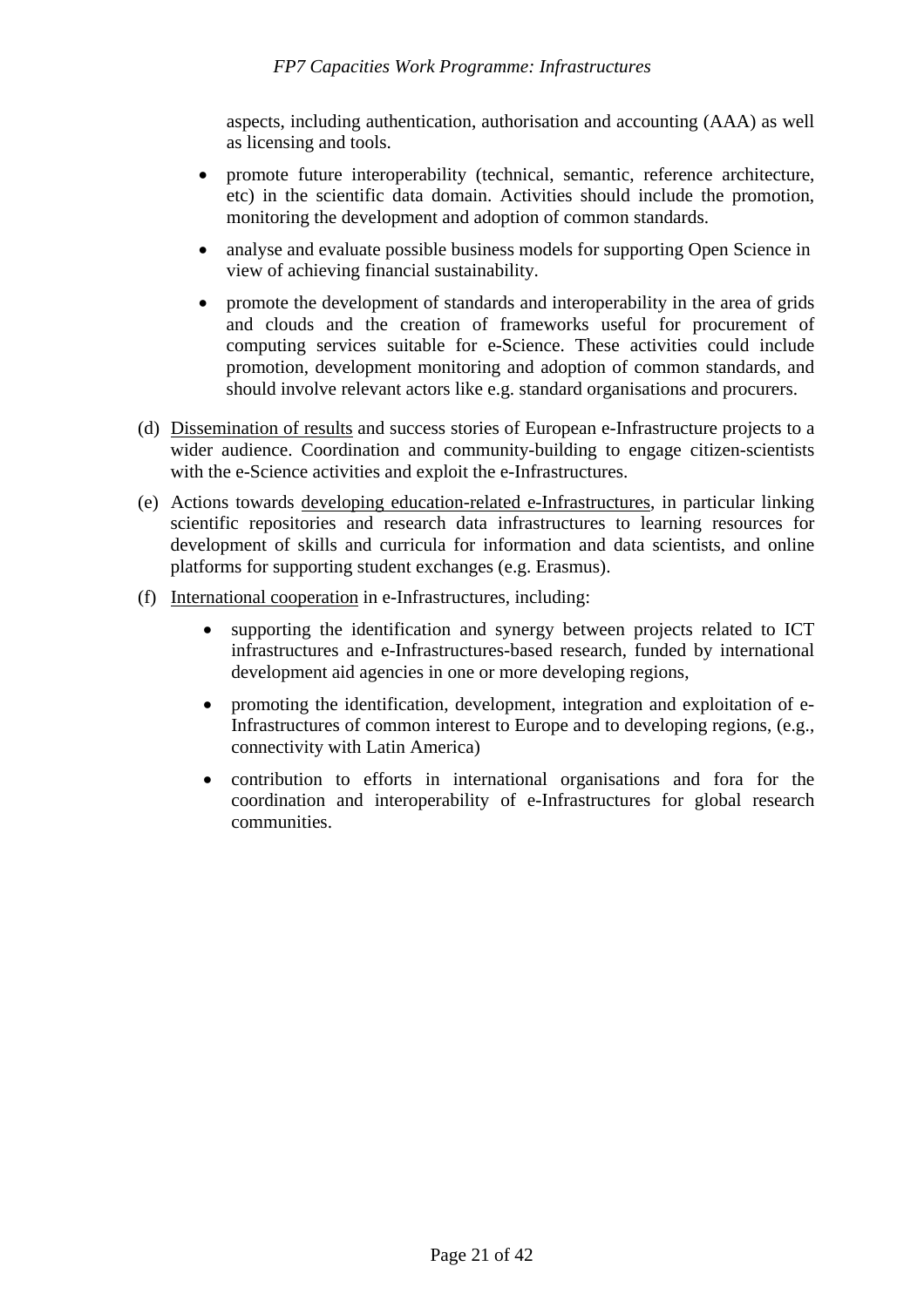aspects, including authentication, authorisation and accounting (AAA) as well as licensing and tools.

- promote future interoperability (technical, semantic, reference architecture, etc) in the scientific data domain. Activities should include the promotion, monitoring the development and adoption of common standards.
- analyse and evaluate possible business models for supporting Open Science in view of achieving financial sustainability.
- promote the development of standards and interoperability in the area of grids and clouds and the creation of frameworks useful for procurement of computing services suitable for e-Science. These activities could include promotion, development monitoring and adoption of common standards, and should involve relevant actors like e.g. standard organisations and procurers.

(d) <u>Dissemination of results</u> and success stories of European e-Infrastructure projects to a wider audience. Coordination and community-building to engage citizen-scientists with the e-Science activities and exploit the e-Infrastructures.

(e) Actions towards <u>developing education-related e-Infrastructures</u>, in particular linking scientific repositories and research data infrastructures to learning resources for development of skills and curricula for information and data scientists, and online platforms for supporting student exchanges (e.g. Erasmus).

(f) <u>International cooperation</u> in e-Infrastructures, including:

- supporting the identification and synergy between projects related to ICT infrastructures and e-Infrastructures-based research, funded by international development aid agencies in one or more developing regions,
- promoting the identification, development, integration and exploitation of e-Infrastructures of common interest to Europe and to developing regions, (e.g., connectivity with Latin America)
- contribution to efforts in international organisations and fora for the coordination and interoperability of e-Infrastructures for global research communities.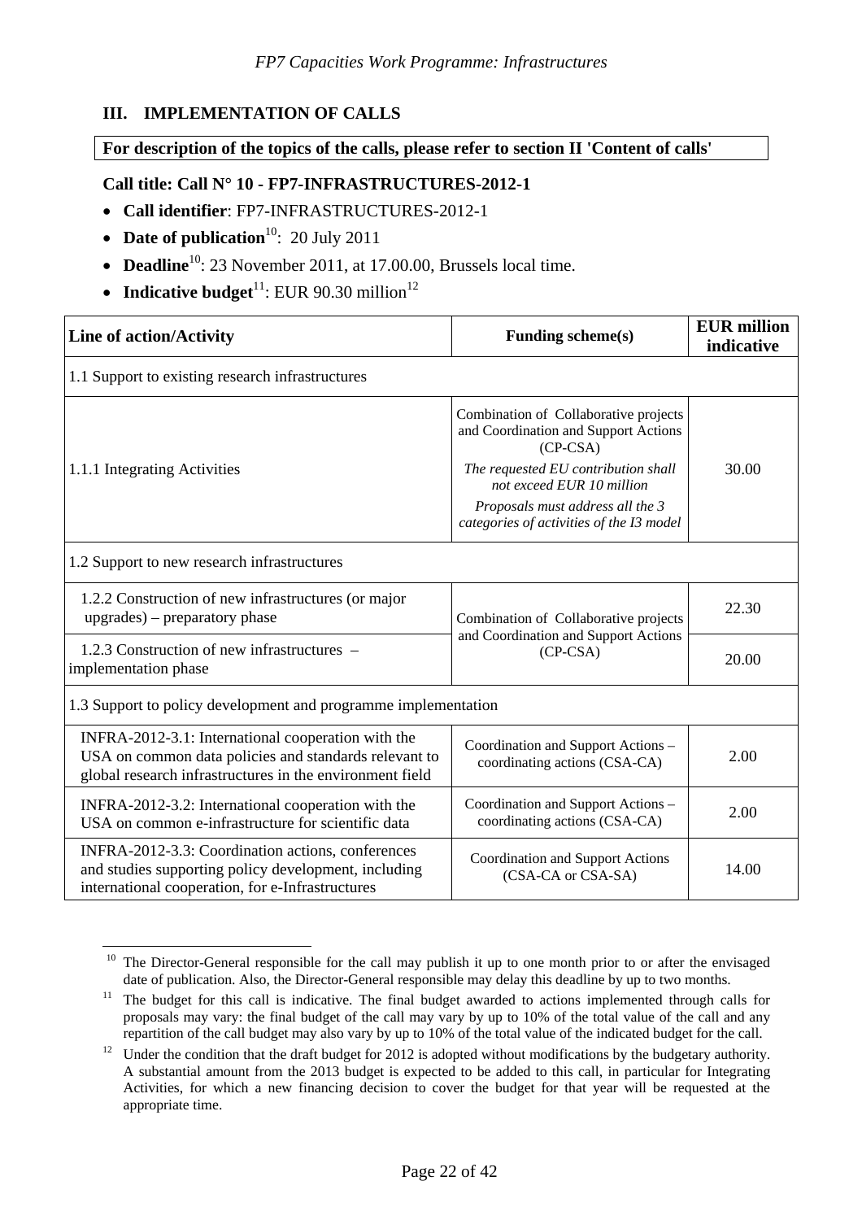## III. IMPLEMENTATION OF CALLS

**For description of the topics of the calls, please refer to section II 'Content of calls'**

**Call title: Call N° 10 - FP7-INFRASTRUCTURES-2012-1**

- **Call identifier**: FP7-INFRASTRUCTURES-2012-1
- **Date of publication**[10]: 20 July 2011
- **Deadline**[10]: 23 November 2011, at 17.00.00, Brussels local time.
- **Indicative budget**[11]: EUR 90.30 million[12]

| Line of action/Activity | Funding scheme(s) | EUR million indicative |
|---|---|---|
| 1.1 Support to existing research infrastructures | | |
| 1.1.1 Integrating Activities | Combination of Collaborative projects and Coordination and Support Actions (CP-CSA)<br>*The requested EU contribution shall not exceed EUR 10 million*<br>*Proposals must address all the 3 categories of activities of the I3 model* | 30.00 |
| 1.2 Support to new research infrastructures | | |
| 1.2.2 Construction of new infrastructures (or major upgrades) – preparatory phase | Combination of Collaborative projects and Coordination and Support Actions (CP-CSA) | 22.30 |
| 1.2.3 Construction of new infrastructures – implementation phase | | 20.00 |
| 1.3 Support to policy development and programme implementation | | |
| INFRA-2012-3.1: International cooperation with the USA on common data policies and standards relevant to global research infrastructures in the environment field | Coordination and Support Actions – coordinating actions (CSA-CA) | 2.00 |
| INFRA-2012-3.2: International cooperation with the USA on common e-infrastructure for scientific data | Coordination and Support Actions – coordinating actions (CSA-CA) | 2.00 |
| INFRA-2012-3.3: Coordination actions, conferences and studies supporting policy development, including international cooperation, for e-Infrastructures | Coordination and Support Actions (CSA-CA or CSA-SA) | 14.00 |

[10] The Director-General responsible for the call may publish it up to one month prior to or after the envisaged date of publication. Also, the Director-General responsible may delay this deadline by up to two months.

[11] The budget for this call is indicative. The final budget awarded to actions implemented through calls for proposals may vary: the final budget of the call may vary by up to 10% of the total value of the call and any repartition of the call budget may also vary by up to 10% of the total value of the indicated budget for the call.

[12] Under the condition that the draft budget for 2012 is adopted without modifications by the budgetary authority. A substantial amount from the 2013 budget is expected to be added to this call, in particular for Integrating Activities, for which a new financing decision to cover the budget for that year will be requested at the appropriate time.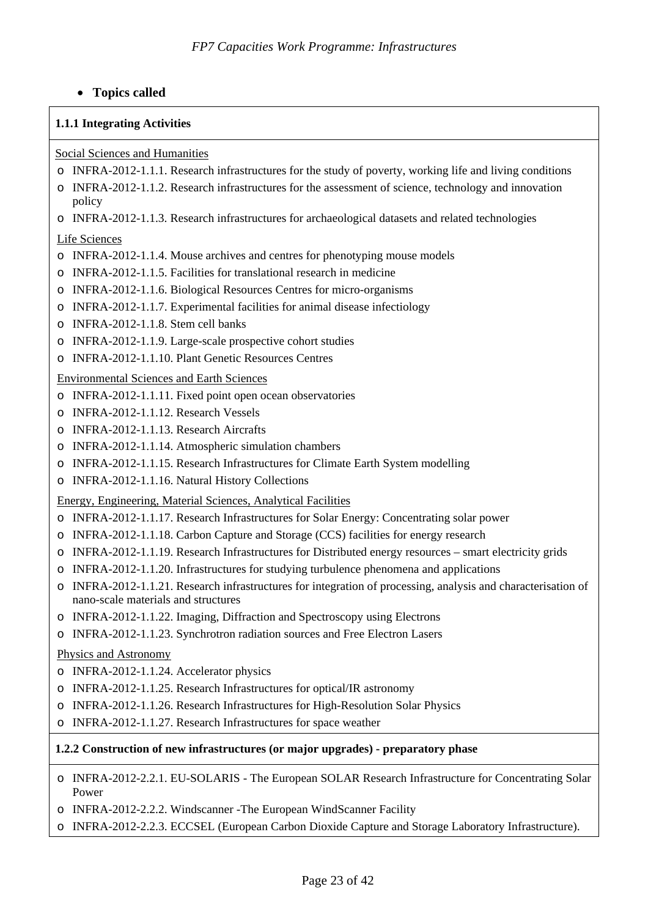- **Topics called**

**1.1.1 Integrating Activities**

Social Sciences and Humanities

- INFRA-2012-1.1.1. Research infrastructures for the study of poverty, working life and living conditions
- INFRA-2012-1.1.2. Research infrastructures for the assessment of science, technology and innovation policy
- INFRA-2012-1.1.3. Research infrastructures for archaeological datasets and related technologies

Life Sciences

- INFRA-2012-1.1.4. Mouse archives and centres for phenotyping mouse models
- INFRA-2012-1.1.5. Facilities for translational research in medicine
- INFRA-2012-1.1.6. Biological Resources Centres for micro-organisms
- INFRA-2012-1.1.7. Experimental facilities for animal disease infectiology
- INFRA-2012-1.1.8. Stem cell banks
- INFRA-2012-1.1.9. Large-scale prospective cohort studies
- INFRA-2012-1.1.10. Plant Genetic Resources Centres

Environmental Sciences and Earth Sciences

- INFRA-2012-1.1.11. Fixed point open ocean observatories
- INFRA-2012-1.1.12. Research Vessels
- INFRA-2012-1.1.13. Research Aircrafts
- INFRA-2012-1.1.14. Atmospheric simulation chambers
- INFRA-2012-1.1.15. Research Infrastructures for Climate Earth System modelling
- INFRA-2012-1.1.16. Natural History Collections

Energy, Engineering, Material Sciences, Analytical Facilities

- INFRA-2012-1.1.17. Research Infrastructures for Solar Energy: Concentrating solar power
- INFRA-2012-1.1.18. Carbon Capture and Storage (CCS) facilities for energy research
- INFRA-2012-1.1.19. Research Infrastructures for Distributed energy resources – smart electricity grids
- INFRA-2012-1.1.20. Infrastructures for studying turbulence phenomena and applications
- INFRA-2012-1.1.21. Research infrastructures for integration of processing, analysis and characterisation of nano-scale materials and structures
- INFRA-2012-1.1.22. Imaging, Diffraction and Spectroscopy using Electrons
- INFRA-2012-1.1.23. Synchrotron radiation sources and Free Electron Lasers

Physics and Astronomy

- INFRA-2012-1.1.24. Accelerator physics
- INFRA-2012-1.1.25. Research Infrastructures for optical/IR astronomy
- INFRA-2012-1.1.26. Research Infrastructures for High-Resolution Solar Physics
- INFRA-2012-1.1.27. Research Infrastructures for space weather

**1.2.2 Construction of new infrastructures (or major upgrades) - preparatory phase**

- INFRA-2012-2.2.1. EU-SOLARIS - The European SOLAR Research Infrastructure for Concentrating Solar Power
- INFRA-2012-2.2.2. Windscanner -The European WindScanner Facility
- INFRA-2012-2.2.3. ECCSEL (European Carbon Dioxide Capture and Storage Laboratory Infrastructure).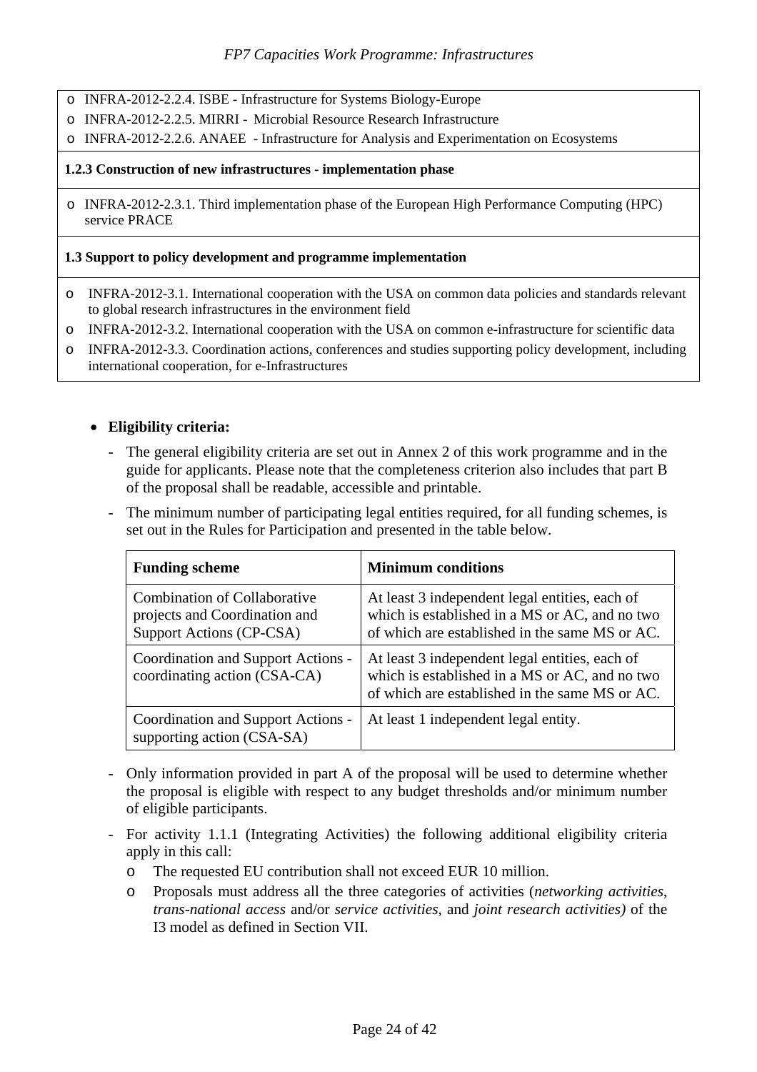- INFRA-2012-2.2.4. ISBE - Infrastructure for Systems Biology-Europe
- INFRA-2012-2.2.5. MIRRI - Microbial Resource Research Infrastructure
- INFRA-2012-2.2.6. ANAEE - Infrastructure for Analysis and Experimentation on Ecosystems

**1.2.3 Construction of new infrastructures - implementation phase**

- INFRA-2012-2.3.1. Third implementation phase of the European High Performance Computing (HPC) service PRACE

**1.3 Support to policy development and programme implementation**

- INFRA-2012-3.1. International cooperation with the USA on common data policies and standards relevant to global research infrastructures in the environment field
- INFRA-2012-3.2. International cooperation with the USA on common e-infrastructure for scientific data
- INFRA-2012-3.3. Coordination actions, conferences and studies supporting policy development, including international cooperation, for e-Infrastructures

- **Eligibility criteria:**
  - The general eligibility criteria are set out in Annex 2 of this work programme and in the guide for applicants. Please note that the completeness criterion also includes that part B of the proposal shall be readable, accessible and printable.
  - The minimum number of participating legal entities required, for all funding schemes, is set out in the Rules for Participation and presented in the table below.

| **Funding scheme** | **Minimum conditions** |
|---|---|
| Combination of Collaborative projects and Coordination and Support Actions (CP-CSA) | At least 3 independent legal entities, each of which is established in a MS or AC, and no two of which are established in the same MS or AC. |
| Coordination and Support Actions - coordinating action (CSA-CA) | At least 3 independent legal entities, each of which is established in a MS or AC, and no two of which are established in the same MS or AC. |
| Coordination and Support Actions - supporting action (CSA-SA) | At least 1 independent legal entity. |

  - Only information provided in part A of the proposal will be used to determine whether the proposal is eligible with respect to any budget thresholds and/or minimum number of eligible participants.
  - For activity 1.1.1 (Integrating Activities) the following additional eligibility criteria apply in this call:
    - The requested EU contribution shall not exceed EUR 10 million.
    - Proposals must address all the three categories of activities (*networking activities*, *trans-national access* and/or *service activities*, and *joint research activities)* of the I3 model as defined in Section VII.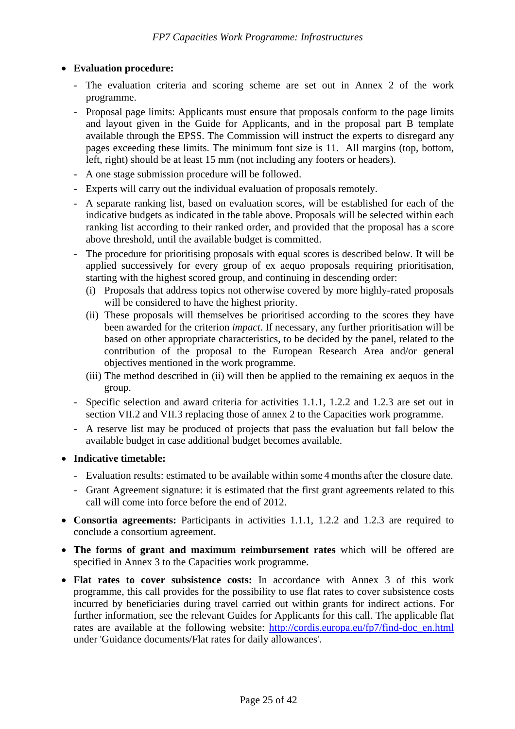- **Evaluation procedure:**
  - The evaluation criteria and scoring scheme are set out in Annex 2 of the work programme.
  - Proposal page limits: Applicants must ensure that proposals conform to the page limits and layout given in the Guide for Applicants, and in the proposal part B template available through the EPSS. The Commission will instruct the experts to disregard any pages exceeding these limits. The minimum font size is 11. All margins (top, bottom, left, right) should be at least 15 mm (not including any footers or headers).
  - A one stage submission procedure will be followed.
  - Experts will carry out the individual evaluation of proposals remotely.
  - A separate ranking list, based on evaluation scores, will be established for each of the indicative budgets as indicated in the table above. Proposals will be selected within each ranking list according to their ranked order, and provided that the proposal has a score above threshold, until the available budget is committed.
  - The procedure for prioritising proposals with equal scores is described below. It will be applied successively for every group of ex aequo proposals requiring prioritisation, starting with the highest scored group, and continuing in descending order:
    - (i) Proposals that address topics not otherwise covered by more highly-rated proposals will be considered to have the highest priority.
    - (ii) These proposals will themselves be prioritised according to the scores they have been awarded for the criterion *impact*. If necessary, any further prioritisation will be based on other appropriate characteristics, to be decided by the panel, related to the contribution of the proposal to the European Research Area and/or general objectives mentioned in the work programme.
    - (iii) The method described in (ii) will then be applied to the remaining ex aequos in the group.
  - Specific selection and award criteria for activities 1.1.1, 1.2.2 and 1.2.3 are set out in section VII.2 and VII.3 replacing those of annex 2 to the Capacities work programme.
  - A reserve list may be produced of projects that pass the evaluation but fall below the available budget in case additional budget becomes available.
- **Indicative timetable:**
  - Evaluation results: estimated to be available within some 4 months after the closure date.
  - Grant Agreement signature: it is estimated that the first grant agreements related to this call will come into force before the end of 2012.
- **Consortia agreements:** Participants in activities 1.1.1, 1.2.2 and 1.2.3 are required to conclude a consortium agreement.
- **The forms of grant and maximum reimbursement rates** which will be offered are specified in Annex 3 to the Capacities work programme.
- **Flat rates to cover subsistence costs:** In accordance with Annex 3 of this work programme, this call provides for the possibility to use flat rates to cover subsistence costs incurred by beneficiaries during travel carried out within grants for indirect actions. For further information, see the relevant Guides for Applicants for this call. The applicable flat rates are available at the following website: [http://cordis.europa.eu/fp7/find-doc_en.html](http://cordis.europa.eu/fp7/find-doc_en.html) under 'Guidance documents/Flat rates for daily allowances'.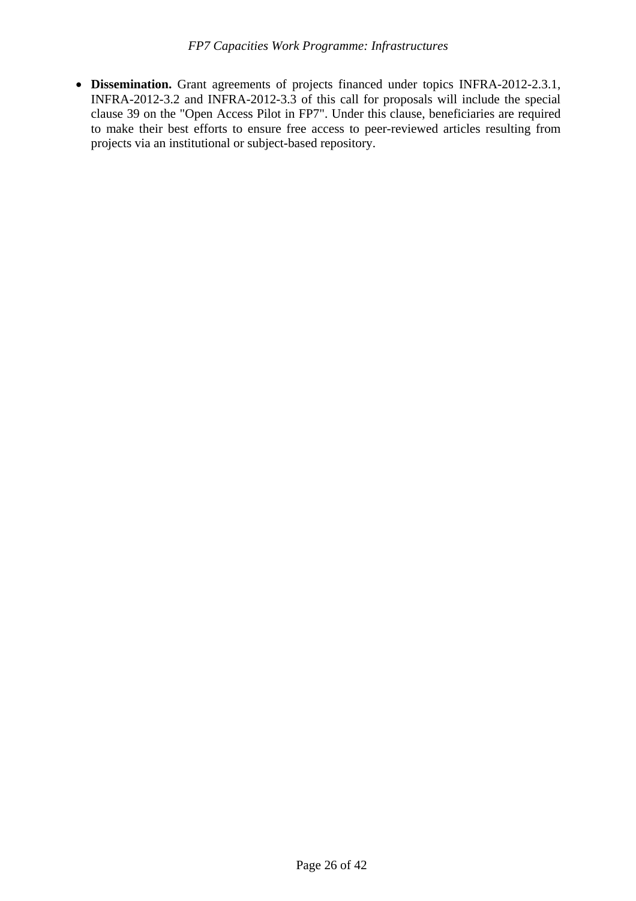- **Dissemination.** Grant agreements of projects financed under topics INFRA-2012-2.3.1, INFRA-2012-3.2 and INFRA-2012-3.3 of this call for proposals will include the special clause 39 on the "Open Access Pilot in FP7". Under this clause, beneficiaries are required to make their best efforts to ensure free access to peer-reviewed articles resulting from projects via an institutional or subject-based repository.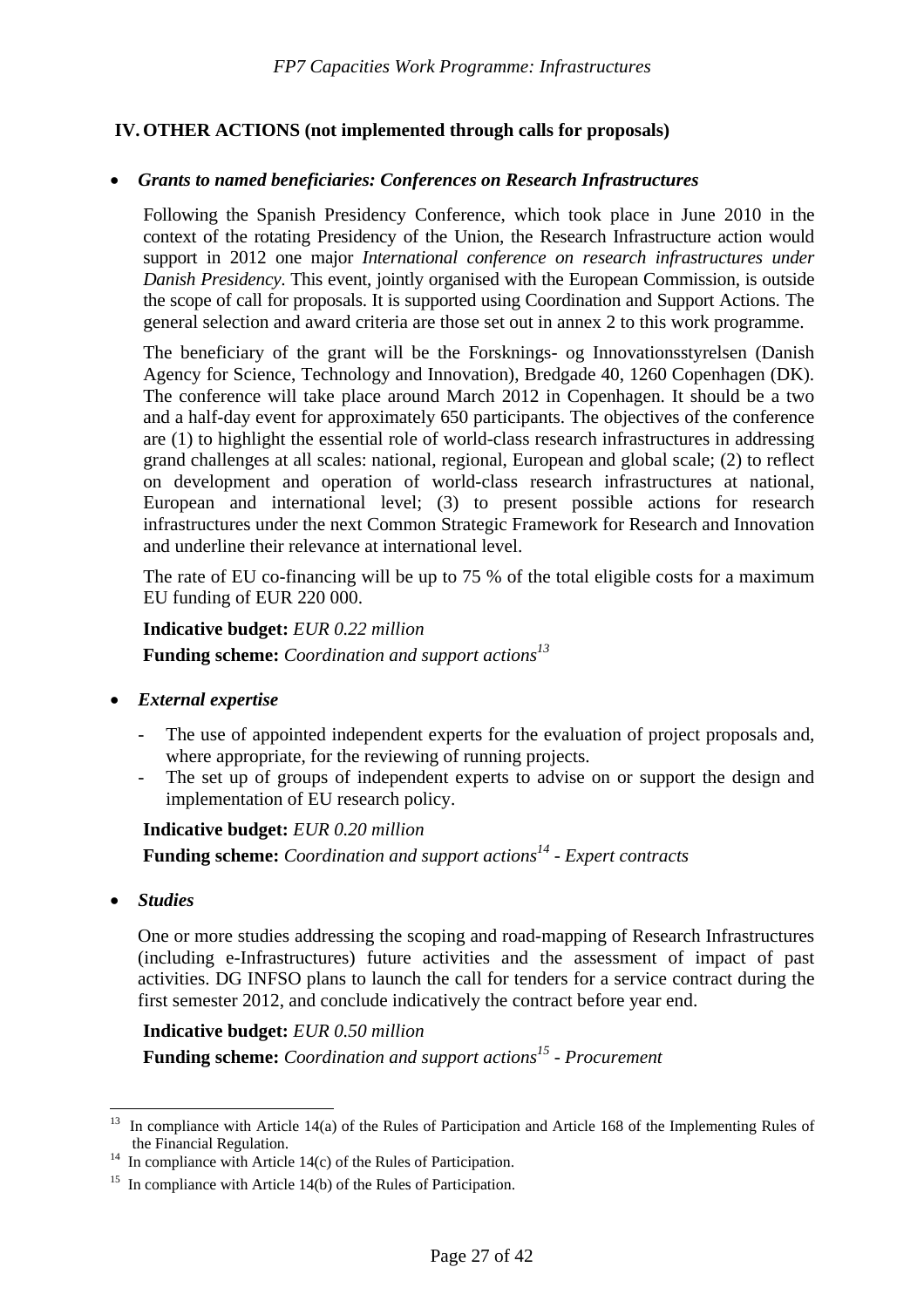## IV. OTHER ACTIONS (not implemented through calls for proposals)

- ***Grants to named beneficiaries: Conferences on Research Infrastructures***

  Following the Spanish Presidency Conference, which took place in June 2010 in the context of the rotating Presidency of the Union, the Research Infrastructure action would support in 2012 one major *International conference on research infrastructures under Danish Presidency*. This event, jointly organised with the European Commission, is outside the scope of call for proposals. It is supported using Coordination and Support Actions. The general selection and award criteria are those set out in annex 2 to this work programme.

  The beneficiary of the grant will be the Forsknings- og Innovationsstyrelsen (Danish Agency for Science, Technology and Innovation), Bredgade 40, 1260 Copenhagen (DK). The conference will take place around March 2012 in Copenhagen. It should be a two and a half-day event for approximately 650 participants. The objectives of the conference are (1) to highlight the essential role of world-class research infrastructures in addressing grand challenges at all scales: national, regional, European and global scale; (2) to reflect on development and operation of world-class research infrastructures at national, European and international level; (3) to present possible actions for research infrastructures under the next Common Strategic Framework for Research and Innovation and underline their relevance at international level.

  The rate of EU co-financing will be up to 75 % of the total eligible costs for a maximum EU funding of EUR 220 000.

  **Indicative budget:** *EUR 0.22 million*

  **Funding scheme:** *Coordination and support actions*[13]

- ***External expertise***

  - The use of appointed independent experts for the evaluation of project proposals and, where appropriate, for the reviewing of running projects.
  - The set up of groups of independent experts to advise on or support the design and implementation of EU research policy.

  **Indicative budget:** *EUR 0.20 million*

  **Funding scheme:** *Coordination and support actions*[14] *- Expert contracts*

- ***Studies***

  One or more studies addressing the scoping and road-mapping of Research Infrastructures (including e-Infrastructures) future activities and the assessment of impact of past activities. DG INFSO plans to launch the call for tenders for a service contract during the first semester 2012, and conclude indicatively the contract before year end.

  **Indicative budget:** *EUR 0.50 million*

  **Funding scheme:** *Coordination and support actions*[15] *- Procurement*

---

[13] In compliance with Article 14(a) of the Rules of Participation and Article 168 of the Implementing Rules of the Financial Regulation.

[14] In compliance with Article 14(c) of the Rules of Participation.

[15] In compliance with Article 14(b) of the Rules of Participation.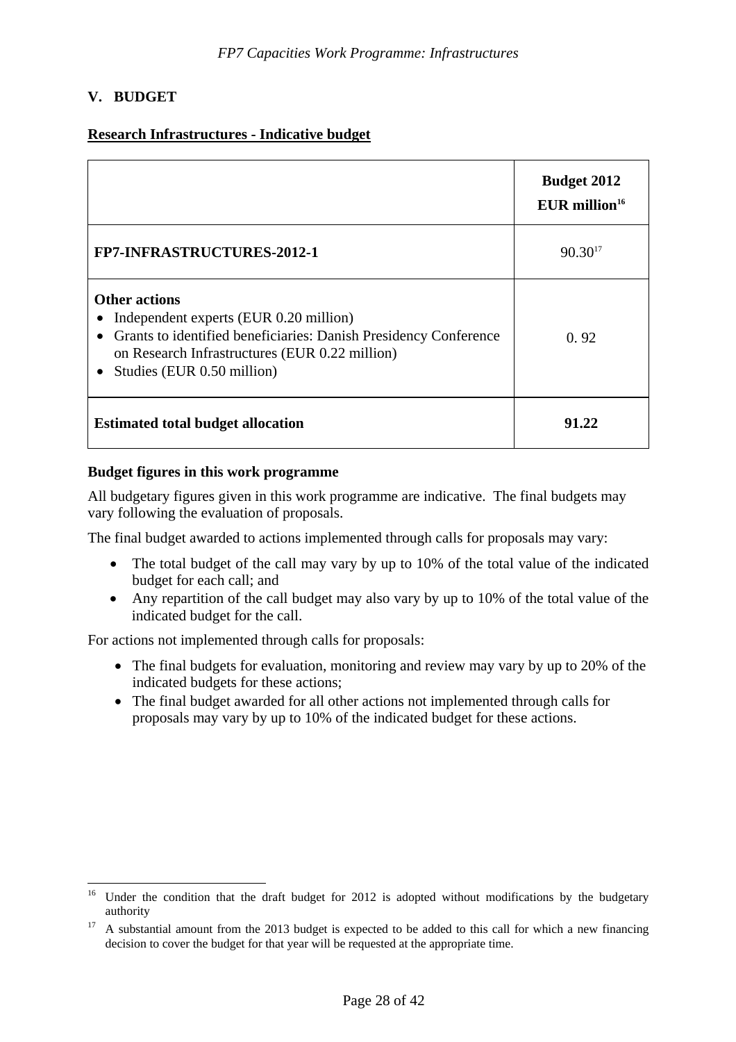## V. BUDGET

**Research Infrastructures - Indicative budget**

| | **Budget 2012 EUR million**[16] |
|---|---|
| **FP7-INFRASTRUCTURES-2012-1** | 90.30[17] |
| **Other actions**<br>• Independent experts (EUR 0.20 million)<br>• Grants to identified beneficiaries: Danish Presidency Conference on Research Infrastructures (EUR 0.22 million)<br>• Studies (EUR 0.50 million) | 0. 92 |
| **Estimated total budget allocation** | **91.22** |

**Budget figures in this work programme**

All budgetary figures given in this work programme are indicative. The final budgets may vary following the evaluation of proposals.

The final budget awarded to actions implemented through calls for proposals may vary:

- The total budget of the call may vary by up to 10% of the total value of the indicated budget for each call; and
- Any repartition of the call budget may also vary by up to 10% of the total value of the indicated budget for the call.

For actions not implemented through calls for proposals:

- The final budgets for evaluation, monitoring and review may vary by up to 20% of the indicated budgets for these actions;
- The final budget awarded for all other actions not implemented through calls for proposals may vary by up to 10% of the indicated budget for these actions.

---

[16] Under the condition that the draft budget for 2012 is adopted without modifications by the budgetary authority

[17] A substantial amount from the 2013 budget is expected to be added to this call for which a new financing decision to cover the budget for that year will be requested at the appropriate time.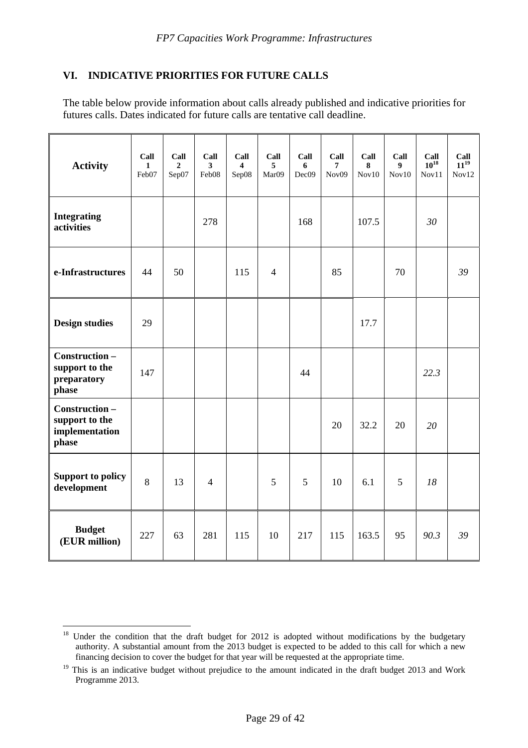## VI. INDICATIVE PRIORITIES FOR FUTURE CALLS

The table below provide information about calls already published and indicative priorities for futures calls. Dates indicated for future calls are tentative call deadline.

| Activity | Call 1 Feb07 | Call 2 Sep07 | Call 3 Feb08 | Call 4 Sep08 | Call 5 Mar09 | Call 6 Dec09 | Call 7 Nov09 | Call 8 Nov10 | Call 9 Nov10 | Call 10[18] Nov11 | Call 11[19] Nov12 |
|---|---|---|---|---|---|---|---|---|---|---|---|
| **Integrating activities** | | | 278 | | | 168 | | 107.5 | | *30* | |
| **e-Infrastructures** | 44 | 50 | | 115 | 4 | | 85 | | 70 | | *39* |
| **Design studies** | 29 | | | | | | | 17.7 | | | |
| **Construction – support to the preparatory phase** | 147 | | | | | 44 | | | | *22.3* | |
| **Construction – support to the implementation phase** | | | | | | | 20 | 32.2 | 20 | *20* | |
| **Support to policy development** | 8 | 13 | 4 | | 5 | 5 | 10 | 6.1 | 5 | *18* | |
| **Budget (EUR million)** | 227 | 63 | 281 | 115 | 10 | 217 | 115 | 163.5 | 95 | *90.3* | *39* |

[18] Under the condition that the draft budget for 2012 is adopted without modifications by the budgetary authority. A substantial amount from the 2013 budget is expected to be added to this call for which a new financing decision to cover the budget for that year will be requested at the appropriate time.

[19] This is an indicative budget without prejudice to the amount indicated in the draft budget 2013 and Work Programme 2013.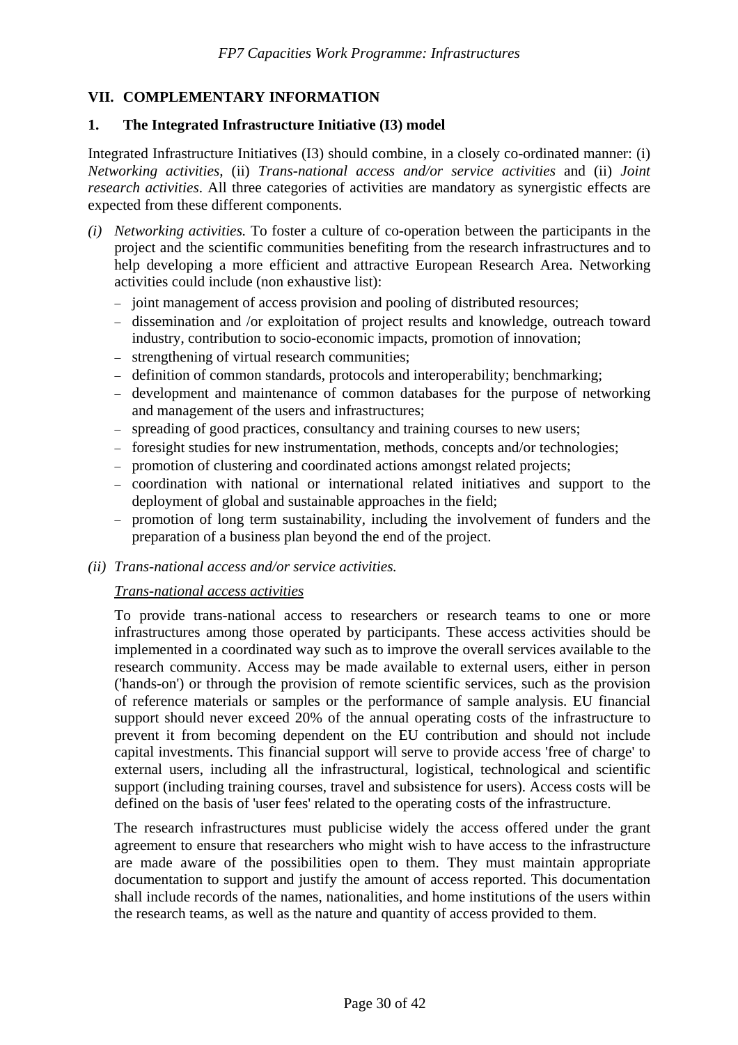## VII. COMPLEMENTARY INFORMATION

### 1. The Integrated Infrastructure Initiative (I3) model

Integrated Infrastructure Initiatives (I3) should combine, in a closely co-ordinated manner: (i) *Networking activities,* (ii) *Trans-national access and/or service activities* and (ii) *Joint research activities*. All three categories of activities are mandatory as synergistic effects are expected from these different components.

*(i) Networking activities.* To foster a culture of co-operation between the participants in the project and the scientific communities benefiting from the research infrastructures and to help developing a more efficient and attractive European Research Area. Networking activities could include (non exhaustive list):

- joint management of access provision and pooling of distributed resources;
- dissemination and /or exploitation of project results and knowledge, outreach toward industry, contribution to socio-economic impacts, promotion of innovation;
- strengthening of virtual research communities;
- definition of common standards, protocols and interoperability; benchmarking;
- development and maintenance of common databases for the purpose of networking and management of the users and infrastructures;
- spreading of good practices, consultancy and training courses to new users;
- foresight studies for new instrumentation, methods, concepts and/or technologies;
- promotion of clustering and coordinated actions amongst related projects;
- coordination with national or international related initiatives and support to the deployment of global and sustainable approaches in the field;
- promotion of long term sustainability, including the involvement of funders and the preparation of a business plan beyond the end of the project.

*(ii) Trans-national access and/or service activities.*

*Trans-national access activities*

To provide trans-national access to researchers or research teams to one or more infrastructures among those operated by participants. These access activities should be implemented in a coordinated way such as to improve the overall services available to the research community. Access may be made available to external users, either in person ('hands-on') or through the provision of remote scientific services, such as the provision of reference materials or samples or the performance of sample analysis. EU financial support should never exceed 20% of the annual operating costs of the infrastructure to prevent it from becoming dependent on the EU contribution and should not include capital investments. This financial support will serve to provide access 'free of charge' to external users, including all the infrastructural, logistical, technological and scientific support (including training courses, travel and subsistence for users). Access costs will be defined on the basis of 'user fees' related to the operating costs of the infrastructure.

The research infrastructures must publicise widely the access offered under the grant agreement to ensure that researchers who might wish to have access to the infrastructure are made aware of the possibilities open to them. They must maintain appropriate documentation to support and justify the amount of access reported. This documentation shall include records of the names, nationalities, and home institutions of the users within the research teams, as well as the nature and quantity of access provided to them.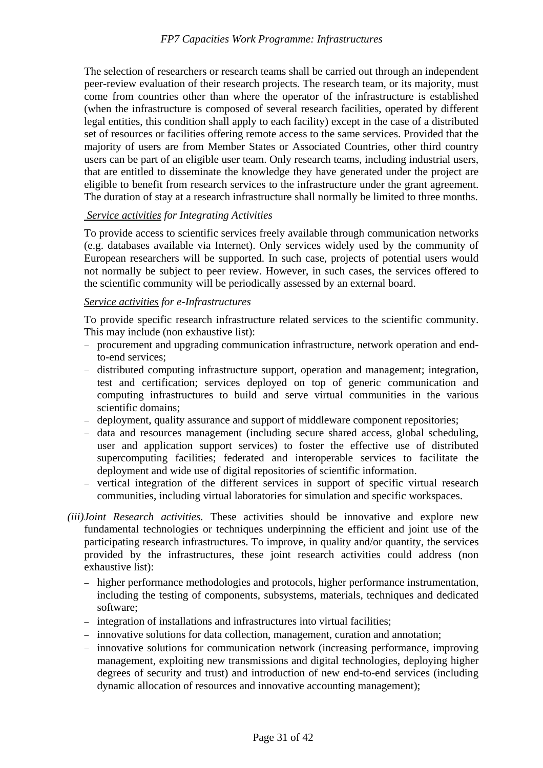The selection of researchers or research teams shall be carried out through an independent peer-review evaluation of their research projects. The research team, or its majority, must come from countries other than where the operator of the infrastructure is established (when the infrastructure is composed of several research facilities, operated by different legal entities, this condition shall apply to each facility) except in the case of a distributed set of resources or facilities offering remote access to the same services. Provided that the majority of users are from Member States or Associated Countries, other third country users can be part of an eligible user team. Only research teams, including industrial users, that are entitled to disseminate the knowledge they have generated under the project are eligible to benefit from research services to the infrastructure under the grant agreement. The duration of stay at a research infrastructure shall normally be limited to three months.

*Service activities for Integrating Activities*

To provide access to scientific services freely available through communication networks (e.g. databases available via Internet). Only services widely used by the community of European researchers will be supported. In such case, projects of potential users would not normally be subject to peer review. However, in such cases, the services offered to the scientific community will be periodically assessed by an external board.

*Service activities for e-Infrastructures*

To provide specific research infrastructure related services to the scientific community. This may include (non exhaustive list):

- procurement and upgrading communication infrastructure, network operation and end-to-end services;
- distributed computing infrastructure support, operation and management; integration, test and certification; services deployed on top of generic communication and computing infrastructures to build and serve virtual communities in the various scientific domains;
- deployment, quality assurance and support of middleware component repositories;
- data and resources management (including secure shared access, global scheduling, user and application support services) to foster the effective use of distributed supercomputing facilities; federated and interoperable services to facilitate the deployment and wide use of digital repositories of scientific information.
- vertical integration of the different services in support of specific virtual research communities, including virtual laboratories for simulation and specific workspaces.

*(iii)Joint Research activities.* These activities should be innovative and explore new fundamental technologies or techniques underpinning the efficient and joint use of the participating research infrastructures. To improve, in quality and/or quantity, the services provided by the infrastructures, these joint research activities could address (non exhaustive list):

- higher performance methodologies and protocols, higher performance instrumentation, including the testing of components, subsystems, materials, techniques and dedicated software;
- integration of installations and infrastructures into virtual facilities;
- innovative solutions for data collection, management, curation and annotation;
- innovative solutions for communication network (increasing performance, improving management, exploiting new transmissions and digital technologies, deploying higher degrees of security and trust) and introduction of new end-to-end services (including dynamic allocation of resources and innovative accounting management);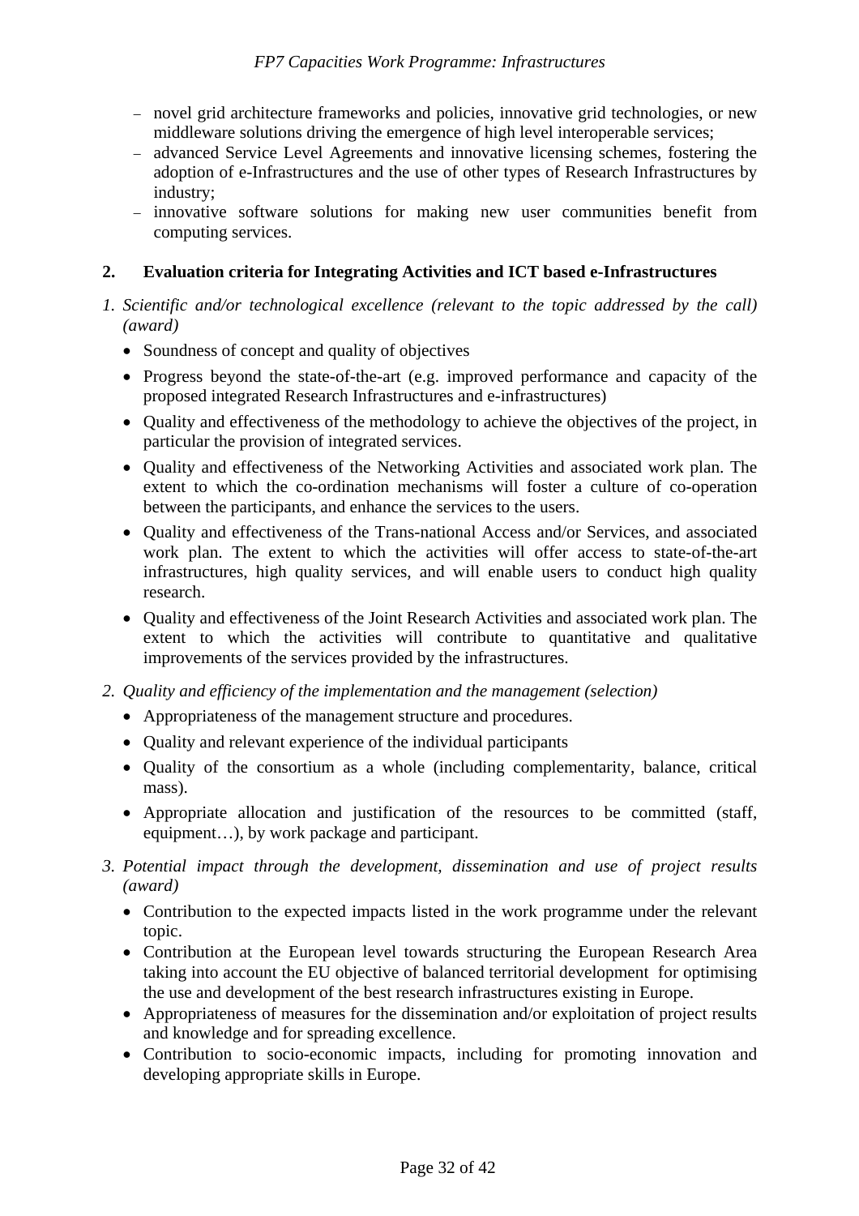- novel grid architecture frameworks and policies, innovative grid technologies, or new middleware solutions driving the emergence of high level interoperable services;
- advanced Service Level Agreements and innovative licensing schemes, fostering the adoption of e-Infrastructures and the use of other types of Research Infrastructures by industry;
- innovative software solutions for making new user communities benefit from computing services.

## 2. Evaluation criteria for Integrating Activities and ICT based e-Infrastructures

*1. Scientific and/or technological excellence (relevant to the topic addressed by the call) (award)*

- Soundness of concept and quality of objectives
- Progress beyond the state-of-the-art (e.g. improved performance and capacity of the proposed integrated Research Infrastructures and e-infrastructures)
- Quality and effectiveness of the methodology to achieve the objectives of the project, in particular the provision of integrated services.
- Quality and effectiveness of the Networking Activities and associated work plan. The extent to which the co-ordination mechanisms will foster a culture of co-operation between the participants, and enhance the services to the users.
- Quality and effectiveness of the Trans-national Access and/or Services, and associated work plan. The extent to which the activities will offer access to state-of-the-art infrastructures, high quality services, and will enable users to conduct high quality research.
- Quality and effectiveness of the Joint Research Activities and associated work plan. The extent to which the activities will contribute to quantitative and qualitative improvements of the services provided by the infrastructures.

*2. Quality and efficiency of the implementation and the management (selection)*

- Appropriateness of the management structure and procedures.
- Quality and relevant experience of the individual participants
- Quality of the consortium as a whole (including complementarity, balance, critical mass).
- Appropriate allocation and justification of the resources to be committed (staff, equipment…), by work package and participant.

*3. Potential impact through the development, dissemination and use of project results (award)*

- Contribution to the expected impacts listed in the work programme under the relevant topic.
- Contribution at the European level towards structuring the European Research Area taking into account the EU objective of balanced territorial development for optimising the use and development of the best research infrastructures existing in Europe.
- Appropriateness of measures for the dissemination and/or exploitation of project results and knowledge and for spreading excellence.
- Contribution to socio-economic impacts, including for promoting innovation and developing appropriate skills in Europe.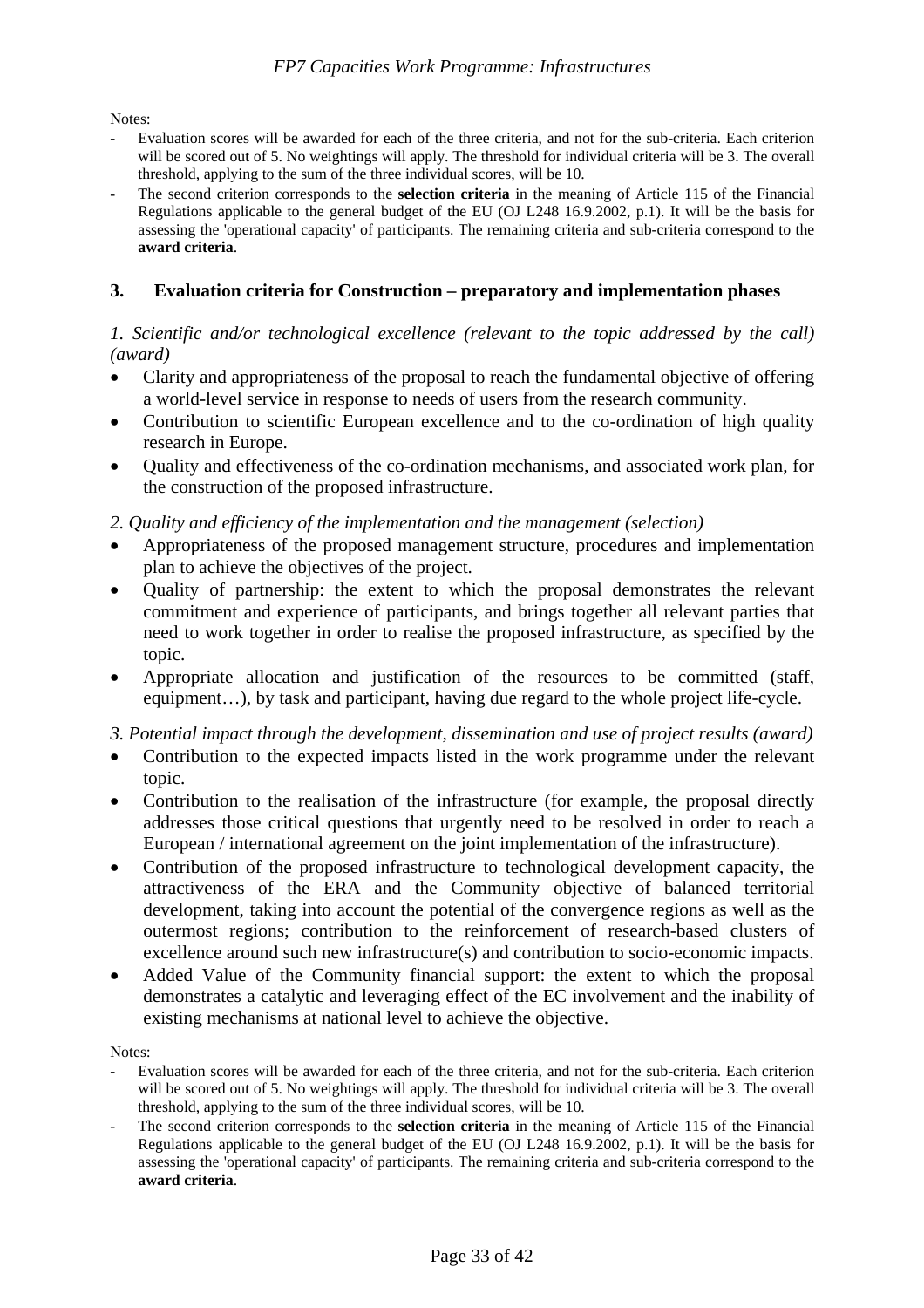Notes:

- Evaluation scores will be awarded for each of the three criteria, and not for the sub-criteria. Each criterion will be scored out of 5. No weightings will apply. The threshold for individual criteria will be 3. The overall threshold, applying to the sum of the three individual scores, will be 10.
- The second criterion corresponds to the **selection criteria** in the meaning of Article 115 of the Financial Regulations applicable to the general budget of the EU (OJ L248 16.9.2002, p.1). It will be the basis for assessing the 'operational capacity' of participants. The remaining criteria and sub-criteria correspond to the **award criteria**.

## 3. Evaluation criteria for Construction – preparatory and implementation phases

*1. Scientific and/or technological excellence (relevant to the topic addressed by the call) (award)*

- Clarity and appropriateness of the proposal to reach the fundamental objective of offering a world-level service in response to needs of users from the research community.
- Contribution to scientific European excellence and to the co-ordination of high quality research in Europe.
- Quality and effectiveness of the co-ordination mechanisms, and associated work plan, for the construction of the proposed infrastructure.

*2. Quality and efficiency of the implementation and the management (selection)*

- Appropriateness of the proposed management structure, procedures and implementation plan to achieve the objectives of the project.
- Quality of partnership: the extent to which the proposal demonstrates the relevant commitment and experience of participants, and brings together all relevant parties that need to work together in order to realise the proposed infrastructure, as specified by the topic.
- Appropriate allocation and justification of the resources to be committed (staff, equipment…), by task and participant, having due regard to the whole project life-cycle.

*3. Potential impact through the development, dissemination and use of project results (award)*

- Contribution to the expected impacts listed in the work programme under the relevant topic.
- Contribution to the realisation of the infrastructure (for example, the proposal directly addresses those critical questions that urgently need to be resolved in order to reach a European / international agreement on the joint implementation of the infrastructure).
- Contribution of the proposed infrastructure to technological development capacity, the attractiveness of the ERA and the Community objective of balanced territorial development, taking into account the potential of the convergence regions as well as the outermost regions; contribution to the reinforcement of research-based clusters of excellence around such new infrastructure(s) and contribution to socio-economic impacts.
- Added Value of the Community financial support: the extent to which the proposal demonstrates a catalytic and leveraging effect of the EC involvement and the inability of existing mechanisms at national level to achieve the objective.

Notes:

- Evaluation scores will be awarded for each of the three criteria, and not for the sub-criteria. Each criterion will be scored out of 5. No weightings will apply. The threshold for individual criteria will be 3. The overall threshold, applying to the sum of the three individual scores, will be 10.
- The second criterion corresponds to the **selection criteria** in the meaning of Article 115 of the Financial Regulations applicable to the general budget of the EU (OJ L248 16.9.2002, p.1). It will be the basis for assessing the 'operational capacity' of participants. The remaining criteria and sub-criteria correspond to the **award criteria**.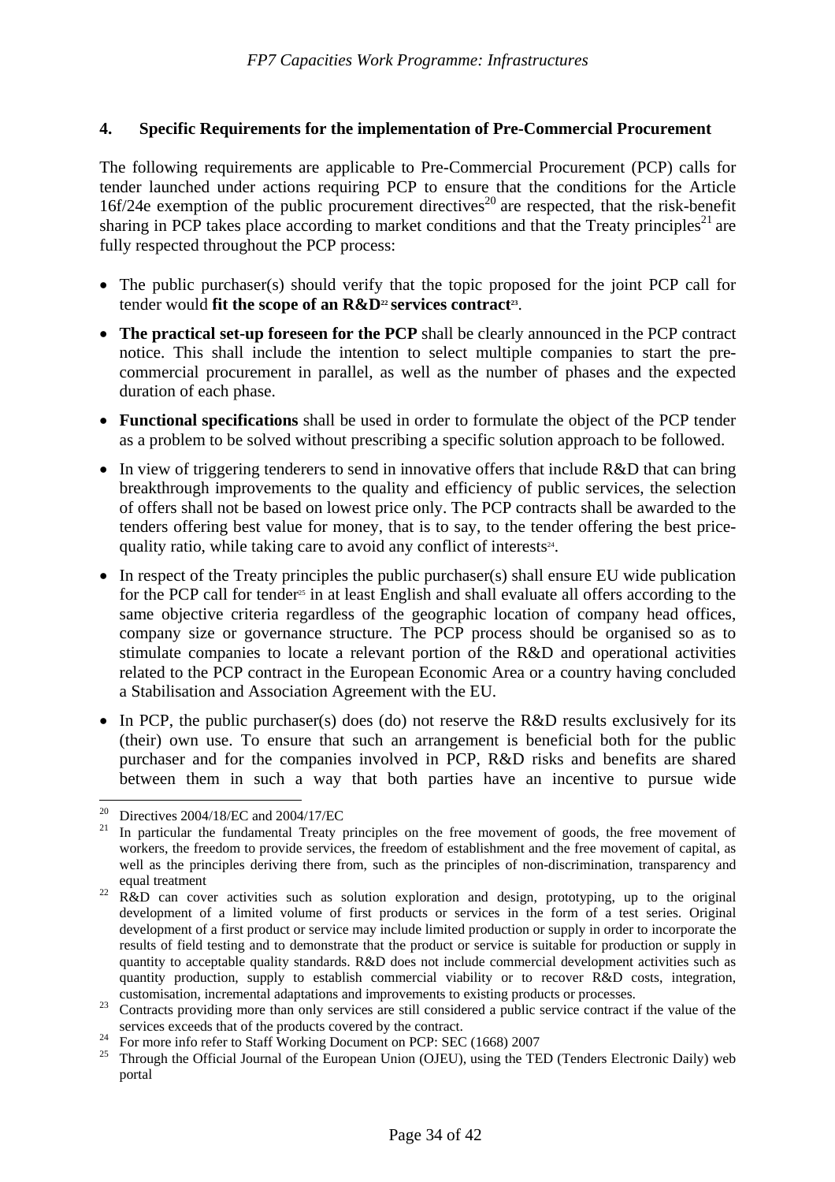## 4. Specific Requirements for the implementation of Pre-Commercial Procurement

The following requirements are applicable to Pre-Commercial Procurement (PCP) calls for tender launched under actions requiring PCP to ensure that the conditions for the Article 16f/24e exemption of the public procurement directives[20] are respected, that the risk-benefit sharing in PCP takes place according to market conditions and that the Treaty principles[21] are fully respected throughout the PCP process:

- The public purchaser(s) should verify that the topic proposed for the joint PCP call for tender would **fit the scope of an R&D[22] services contract[23]**.
- **The practical set-up foreseen for the PCP** shall be clearly announced in the PCP contract notice. This shall include the intention to select multiple companies to start the pre-commercial procurement in parallel, as well as the number of phases and the expected duration of each phase.
- **Functional specifications** shall be used in order to formulate the object of the PCP tender as a problem to be solved without prescribing a specific solution approach to be followed.
- In view of triggering tenderers to send in innovative offers that include R&D that can bring breakthrough improvements to the quality and efficiency of public services, the selection of offers shall not be based on lowest price only. The PCP contracts shall be awarded to the tenders offering best value for money, that is to say, to the tender offering the best price-quality ratio, while taking care to avoid any conflict of interests[24].
- In respect of the Treaty principles the public purchaser(s) shall ensure EU wide publication for the PCP call for tender[25] in at least English and shall evaluate all offers according to the same objective criteria regardless of the geographic location of company head offices, company size or governance structure. The PCP process should be organised so as to stimulate companies to locate a relevant portion of the R&D and operational activities related to the PCP contract in the European Economic Area or a country having concluded a Stabilisation and Association Agreement with the EU.
- In PCP, the public purchaser(s) does (do) not reserve the R&D results exclusively for its (their) own use. To ensure that such an arrangement is beneficial both for the public purchaser and for the companies involved in PCP, R&D risks and benefits are shared between them in such a way that both parties have an incentive to pursue wide

---

[20] Directives 2004/18/EC and 2004/17/EC

[21] In particular the fundamental Treaty principles on the free movement of goods, the free movement of workers, the freedom to provide services, the freedom of establishment and the free movement of capital, as well as the principles deriving there from, such as the principles of non-discrimination, transparency and equal treatment

[22] R&D can cover activities such as solution exploration and design, prototyping, up to the original development of a limited volume of first products or services in the form of a test series. Original development of a first product or service may include limited production or supply in order to incorporate the results of field testing and to demonstrate that the product or service is suitable for production or supply in quantity to acceptable quality standards. R&D does not include commercial development activities such as quantity production, supply to establish commercial viability or to recover R&D costs, integration, customisation, incremental adaptations and improvements to existing products or processes.

[23] Contracts providing more than only services are still considered a public service contract if the value of the services exceeds that of the products covered by the contract.

[24] For more info refer to Staff Working Document on PCP: SEC (1668) 2007

[25] Through the Official Journal of the European Union (OJEU), using the TED (Tenders Electronic Daily) web portal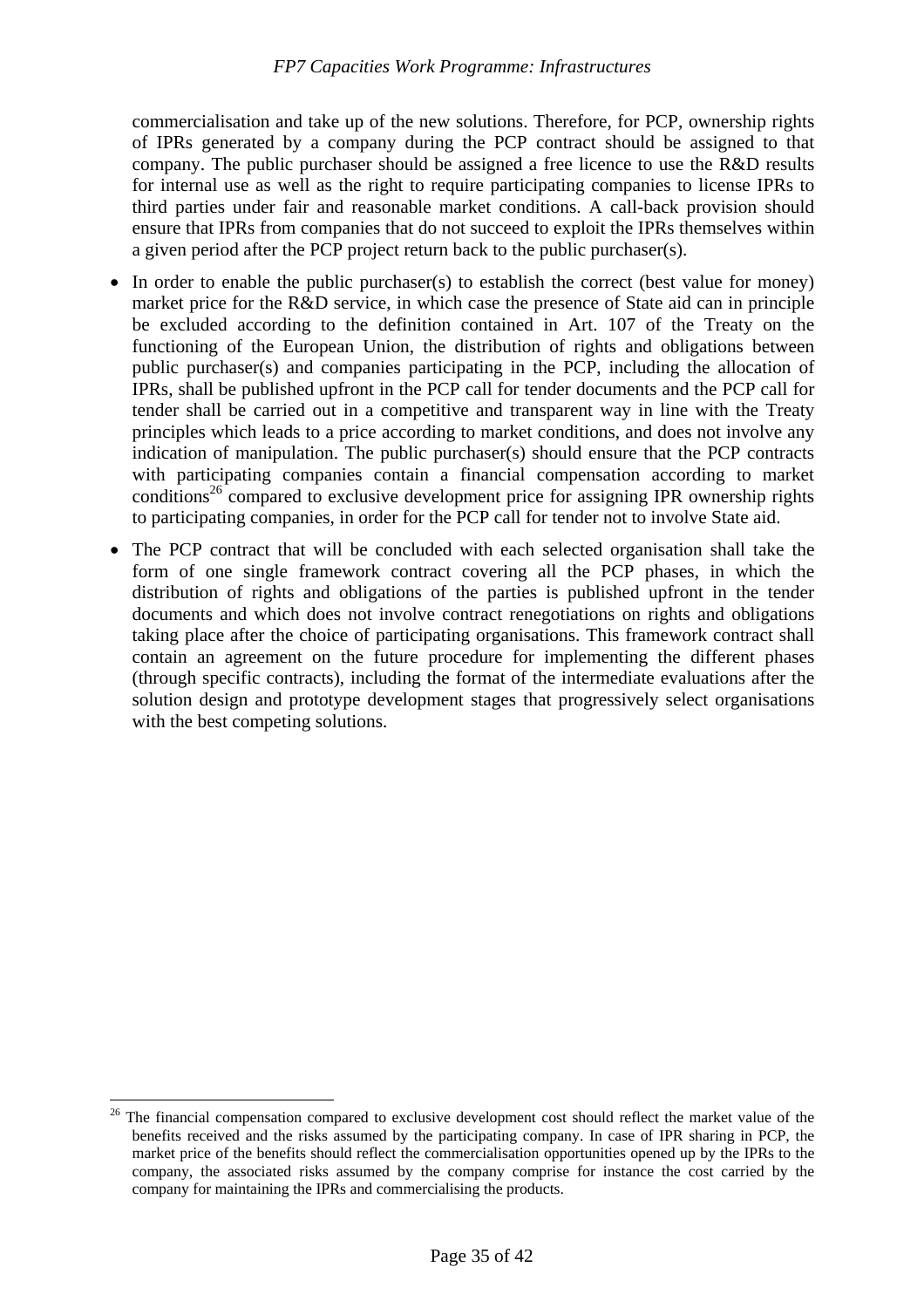commercialisation and take up of the new solutions. Therefore, for PCP, ownership rights of IPRs generated by a company during the PCP contract should be assigned to that company. The public purchaser should be assigned a free licence to use the R&D results for internal use as well as the right to require participating companies to license IPRs to third parties under fair and reasonable market conditions. A call-back provision should ensure that IPRs from companies that do not succeed to exploit the IPRs themselves within a given period after the PCP project return back to the public purchaser(s).

- In order to enable the public purchaser(s) to establish the correct (best value for money) market price for the R&D service, in which case the presence of State aid can in principle be excluded according to the definition contained in Art. 107 of the Treaty on the functioning of the European Union, the distribution of rights and obligations between public purchaser(s) and companies participating in the PCP, including the allocation of IPRs, shall be published upfront in the PCP call for tender documents and the PCP call for tender shall be carried out in a competitive and transparent way in line with the Treaty principles which leads to a price according to market conditions, and does not involve any indication of manipulation. The public purchaser(s) should ensure that the PCP contracts with participating companies contain a financial compensation according to market conditions[26] compared to exclusive development price for assigning IPR ownership rights to participating companies, in order for the PCP call for tender not to involve State aid.

- The PCP contract that will be concluded with each selected organisation shall take the form of one single framework contract covering all the PCP phases, in which the distribution of rights and obligations of the parties is published upfront in the tender documents and which does not involve contract renegotiations on rights and obligations taking place after the choice of participating organisations. This framework contract shall contain an agreement on the future procedure for implementing the different phases (through specific contracts), including the format of the intermediate evaluations after the solution design and prototype development stages that progressively select organisations with the best competing solutions.

---

[26] The financial compensation compared to exclusive development cost should reflect the market value of the benefits received and the risks assumed by the participating company. In case of IPR sharing in PCP, the market price of the benefits should reflect the commercialisation opportunities opened up by the IPRs to the company, the associated risks assumed by the company comprise for instance the cost carried by the company for maintaining the IPRs and commercialising the products.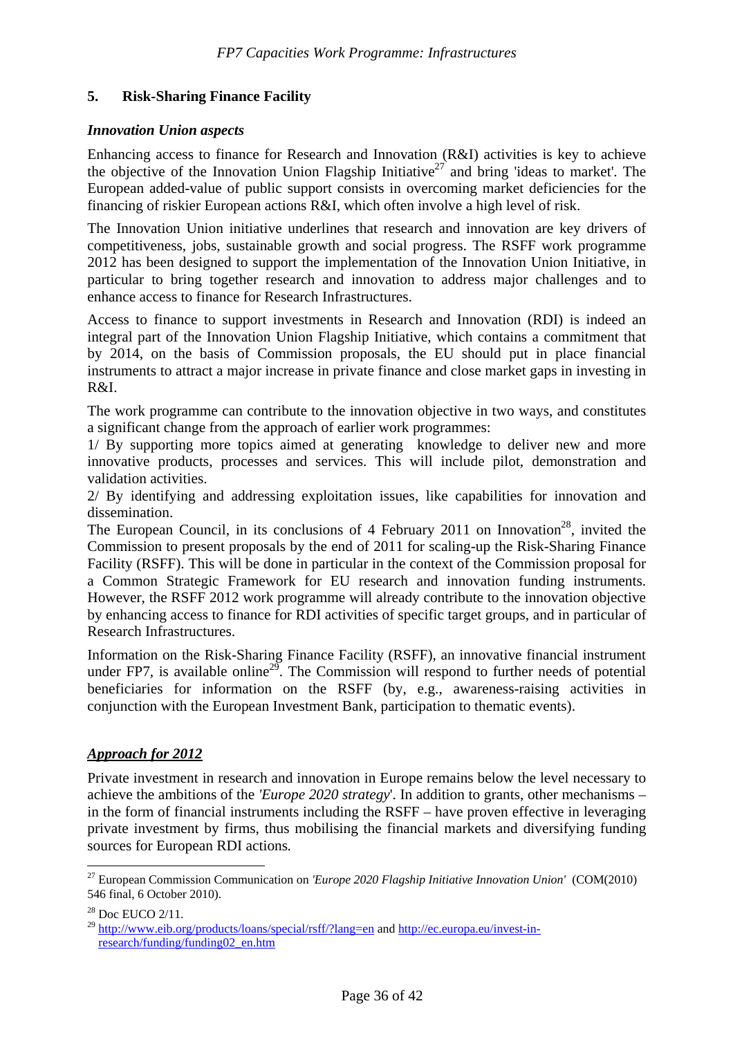## 5. Risk-Sharing Finance Facility

### *Innovation Union aspects*

Enhancing access to finance for Research and Innovation (R&I) activities is key to achieve the objective of the Innovation Union Flagship Initiative[27] and bring 'ideas to market'. The European added-value of public support consists in overcoming market deficiencies for the financing of riskier European actions R&I, which often involve a high level of risk.

The Innovation Union initiative underlines that research and innovation are key drivers of competitiveness, jobs, sustainable growth and social progress. The RSFF work programme 2012 has been designed to support the implementation of the Innovation Union Initiative, in particular to bring together research and innovation to address major challenges and to enhance access to finance for Research Infrastructures.

Access to finance to support investments in Research and Innovation (RDI) is indeed an integral part of the Innovation Union Flagship Initiative, which contains a commitment that by 2014, on the basis of Commission proposals, the EU should put in place financial instruments to attract a major increase in private finance and close market gaps in investing in R&I.

The work programme can contribute to the innovation objective in two ways, and constitutes a significant change from the approach of earlier work programmes:

1/ By supporting more topics aimed at generating knowledge to deliver new and more innovative products, processes and services. This will include pilot, demonstration and validation activities.

2/ By identifying and addressing exploitation issues, like capabilities for innovation and dissemination.

The European Council, in its conclusions of 4 February 2011 on Innovation[28], invited the Commission to present proposals by the end of 2011 for scaling-up the Risk-Sharing Finance Facility (RSFF). This will be done in particular in the context of the Commission proposal for a Common Strategic Framework for EU research and innovation funding instruments. However, the RSFF 2012 work programme will already contribute to the innovation objective by enhancing access to finance for RDI activities of specific target groups, and in particular of Research Infrastructures.

Information on the Risk-Sharing Finance Facility (RSFF), an innovative financial instrument under FP7, is available online[29]. The Commission will respond to further needs of potential beneficiaries for information on the RSFF (by, e.g., awareness-raising activities in conjunction with the European Investment Bank, participation to thematic events).

### ***Approach for 2012***

Private investment in research and innovation in Europe remains below the level necessary to achieve the ambitions of the *'Europe 2020 strategy*'. In addition to grants, other mechanisms – in the form of financial instruments including the RSFF – have proven effective in leveraging private investment by firms, thus mobilising the financial markets and diversifying funding sources for European RDI actions.

---

[27] European Commission Communication on *'Europe 2020 Flagship Initiative Innovation Union'* (COM(2010) 546 final, 6 October 2010).

[28] Doc EUCO 2/11.

[29] http://www.eib.org/products/loans/special/rsff/?lang=en and http://ec.europa.eu/invest-in-research/funding/funding02_en.htm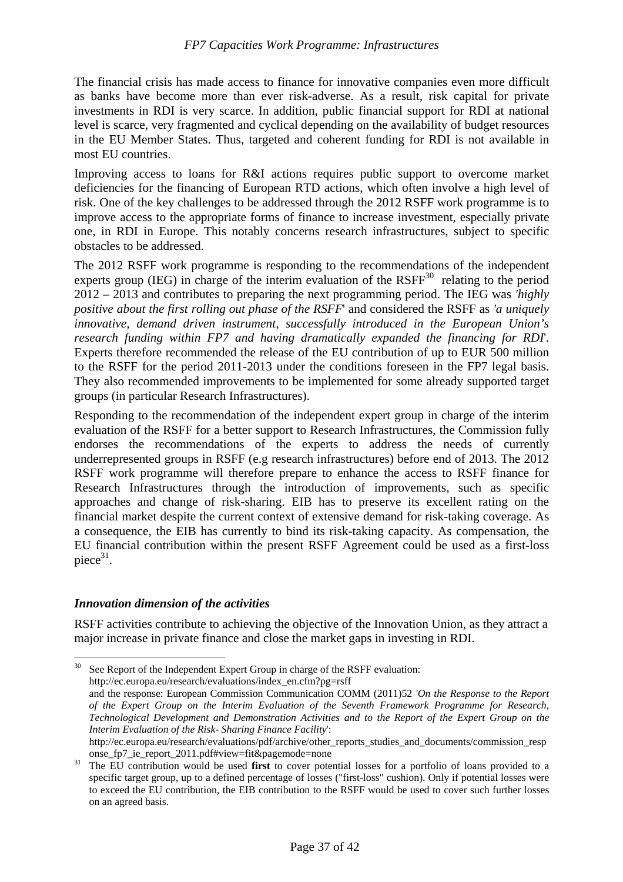The financial crisis has made access to finance for innovative companies even more difficult as banks have become more than ever risk-adverse. As a result, risk capital for private investments in RDI is very scarce. In addition, public financial support for RDI at national level is scarce, very fragmented and cyclical depending on the availability of budget resources in the EU Member States. Thus, targeted and coherent funding for RDI is not available in most EU countries.

Improving access to loans for R&I actions requires public support to overcome market deficiencies for the financing of European RTD actions, which often involve a high level of risk. One of the key challenges to be addressed through the 2012 RSFF work programme is to improve access to the appropriate forms of finance to increase investment, especially private one, in RDI in Europe. This notably concerns research infrastructures, subject to specific obstacles to be addressed.

The 2012 RSFF work programme is responding to the recommendations of the independent experts group (IEG) in charge of the interim evaluation of the RSFF[30] relating to the period 2012 – 2013 and contributes to preparing the next programming period. The IEG was '*highly positive about the first rolling out phase of the RSFF*' and considered the RSFF as '*a uniquely innovative, demand driven instrument, successfully introduced in the European Union's research funding within FP7 and having dramatically expanded the financing for RDI*'. Experts therefore recommended the release of the EU contribution of up to EUR 500 million to the RSFF for the period 2011-2013 under the conditions foreseen in the FP7 legal basis. They also recommended improvements to be implemented for some already supported target groups (in particular Research Infrastructures).

Responding to the recommendation of the independent expert group in charge of the interim evaluation of the RSFF for a better support to Research Infrastructures, the Commission fully endorses the recommendations of the experts to address the needs of currently underrepresented groups in RSFF (e.g research infrastructures) before end of 2013. The 2012 RSFF work programme will therefore prepare to enhance the access to RSFF finance for Research Infrastructures through the introduction of improvements, such as specific approaches and change of risk-sharing. EIB has to preserve its excellent rating on the financial market despite the current context of extensive demand for risk-taking coverage. As a consequence, the EIB has currently to bind its risk-taking capacity. As compensation, the EU financial contribution within the present RSFF Agreement could be used as a first-loss piece[31].

### *Innovation dimension of the activities*

RSFF activities contribute to achieving the objective of the Innovation Union, as they attract a major increase in private finance and close the market gaps in investing in RDI.

---

[30] See Report of the Independent Expert Group in charge of the RSFF evaluation: http://ec.europa.eu/research/evaluations/index_en.cfm?pg=rsff and the response: European Commission Communication COMM (2011)52 '*On the Response to the Report of the Expert Group on the Interim Evaluation of the Seventh Framework Programme for Research, Technological Development and Demonstration Activities and to the Report of the Expert Group on the Interim Evaluation of the Risk- Sharing Finance Facility*': http://ec.europa.eu/research/evaluations/pdf/archive/other_reports_studies_and_documents/commission_response_fp7_ie_report_2011.pdf#view=fit&pagemode=none

[31] The EU contribution would be used **first** to cover potential losses for a portfolio of loans provided to a specific target group, up to a defined percentage of losses ("first-loss" cushion). Only if potential losses were to exceed the EU contribution, the EIB contribution to the RSFF would be used to cover such further losses on an agreed basis.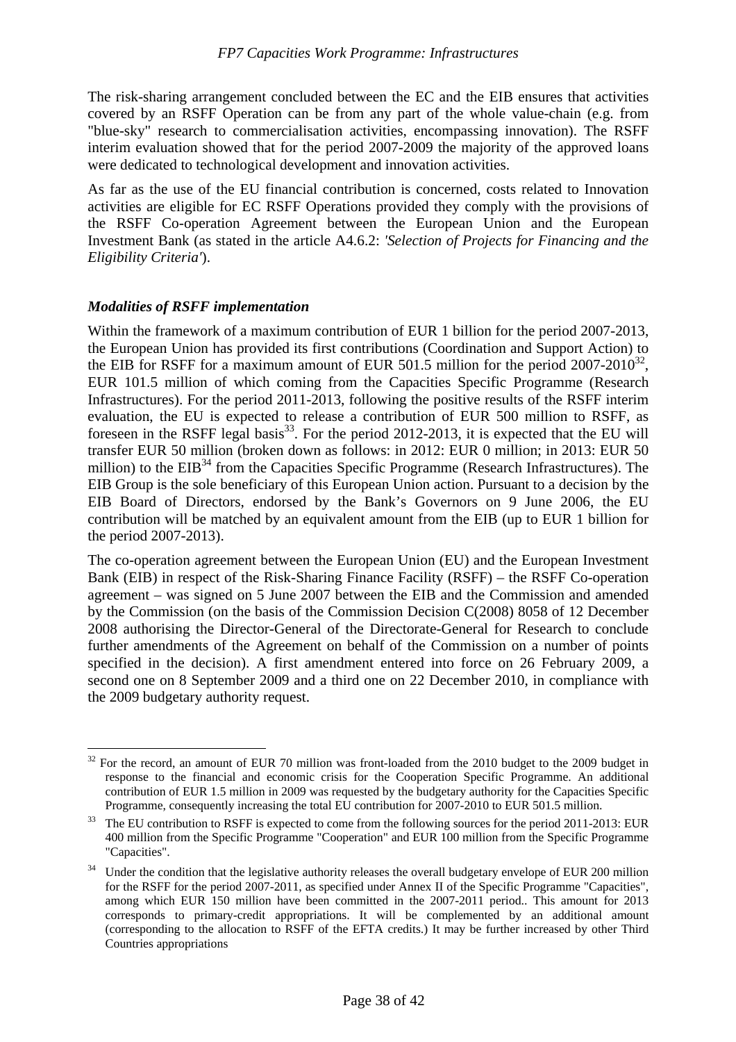The risk-sharing arrangement concluded between the EC and the EIB ensures that activities covered by an RSFF Operation can be from any part of the whole value-chain (e.g. from "blue-sky" research to commercialisation activities, encompassing innovation). The RSFF interim evaluation showed that for the period 2007-2009 the majority of the approved loans were dedicated to technological development and innovation activities.

As far as the use of the EU financial contribution is concerned, costs related to Innovation activities are eligible for EC RSFF Operations provided they comply with the provisions of the RSFF Co-operation Agreement between the European Union and the European Investment Bank (as stated in the article A4.6.2: *'Selection of Projects for Financing and the Eligibility Criteria'*).

### *Modalities of RSFF implementation*

Within the framework of a maximum contribution of EUR 1 billion for the period 2007-2013, the European Union has provided its first contributions (Coordination and Support Action) to the EIB for RSFF for a maximum amount of EUR 501.5 million for the period 2007-2010[32], EUR 101.5 million of which coming from the Capacities Specific Programme (Research Infrastructures). For the period 2011-2013, following the positive results of the RSFF interim evaluation, the EU is expected to release a contribution of EUR 500 million to RSFF, as foreseen in the RSFF legal basis[33]. For the period 2012-2013, it is expected that the EU will transfer EUR 50 million (broken down as follows: in 2012: EUR 0 million; in 2013: EUR 50 million) to the EIB[34] from the Capacities Specific Programme (Research Infrastructures). The EIB Group is the sole beneficiary of this European Union action. Pursuant to a decision by the EIB Board of Directors, endorsed by the Bank's Governors on 9 June 2006, the EU contribution will be matched by an equivalent amount from the EIB (up to EUR 1 billion for the period 2007-2013).

The co-operation agreement between the European Union (EU) and the European Investment Bank (EIB) in respect of the Risk-Sharing Finance Facility (RSFF) – the RSFF Co-operation agreement – was signed on 5 June 2007 between the EIB and the Commission and amended by the Commission (on the basis of the Commission Decision C(2008) 8058 of 12 December 2008 authorising the Director-General of the Directorate-General for Research to conclude further amendments of the Agreement on behalf of the Commission on a number of points specified in the decision). A first amendment entered into force on 26 February 2009, a second one on 8 September 2009 and a third one on 22 December 2010, in compliance with the 2009 budgetary authority request.

---

[32] For the record, an amount of EUR 70 million was front-loaded from the 2010 budget to the 2009 budget in response to the financial and economic crisis for the Cooperation Specific Programme. An additional contribution of EUR 1.5 million in 2009 was requested by the budgetary authority for the Capacities Specific Programme, consequently increasing the total EU contribution for 2007-2010 to EUR 501.5 million.

[33] The EU contribution to RSFF is expected to come from the following sources for the period 2011-2013: EUR 400 million from the Specific Programme "Cooperation" and EUR 100 million from the Specific Programme "Capacities".

[34] Under the condition that the legislative authority releases the overall budgetary envelope of EUR 200 million for the RSFF for the period 2007-2011, as specified under Annex II of the Specific Programme "Capacities", among which EUR 150 million have been committed in the 2007-2011 period.. This amount for 2013 corresponds to primary-credit appropriations. It will be complemented by an additional amount (corresponding to the allocation to RSFF of the EFTA credits.) It may be further increased by other Third Countries appropriations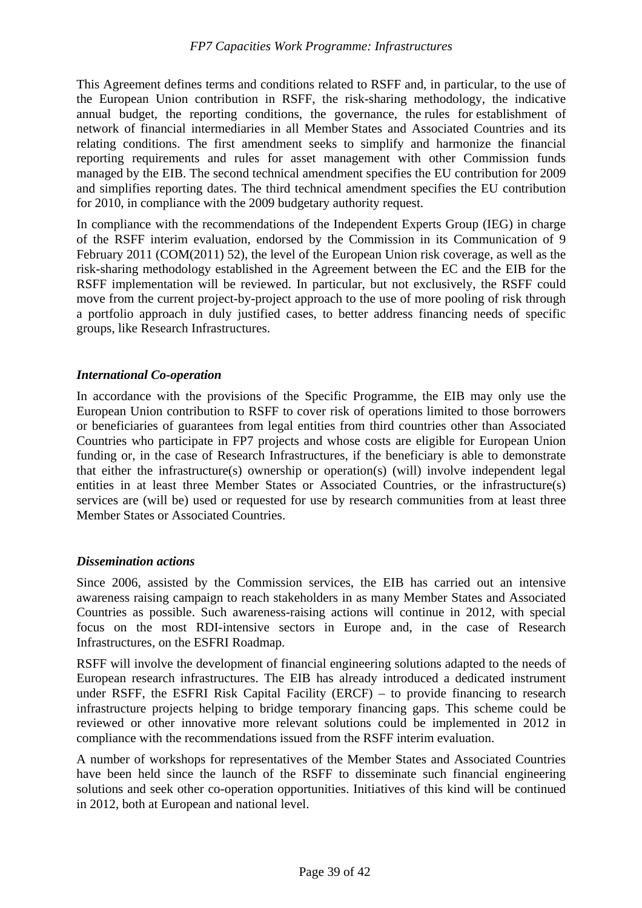This Agreement defines terms and conditions related to RSFF and, in particular, to the use of the European Union contribution in RSFF, the risk-sharing methodology, the indicative annual budget, the reporting conditions, the governance, the rules for establishment of network of financial intermediaries in all Member States and Associated Countries and its relating conditions. The first amendment seeks to simplify and harmonize the financial reporting requirements and rules for asset management with other Commission funds managed by the EIB. The second technical amendment specifies the EU contribution for 2009 and simplifies reporting dates. The third technical amendment specifies the EU contribution for 2010, in compliance with the 2009 budgetary authority request.

In compliance with the recommendations of the Independent Experts Group (IEG) in charge of the RSFF interim evaluation, endorsed by the Commission in its Communication of 9 February 2011 (COM(2011) 52), the level of the European Union risk coverage, as well as the risk-sharing methodology established in the Agreement between the EC and the EIB for the RSFF implementation will be reviewed. In particular, but not exclusively, the RSFF could move from the current project-by-project approach to the use of more pooling of risk through a portfolio approach in duly justified cases, to better address financing needs of specific groups, like Research Infrastructures.

***International Co-operation***

In accordance with the provisions of the Specific Programme, the EIB may only use the European Union contribution to RSFF to cover risk of operations limited to those borrowers or beneficiaries of guarantees from legal entities from third countries other than Associated Countries who participate in FP7 projects and whose costs are eligible for European Union funding or, in the case of Research Infrastructures, if the beneficiary is able to demonstrate that either the infrastructure(s) ownership or operation(s) (will) involve independent legal entities in at least three Member States or Associated Countries, or the infrastructure(s) services are (will be) used or requested for use by research communities from at least three Member States or Associated Countries.

***Dissemination actions***

Since 2006, assisted by the Commission services, the EIB has carried out an intensive awareness raising campaign to reach stakeholders in as many Member States and Associated Countries as possible. Such awareness-raising actions will continue in 2012, with special focus on the most RDI-intensive sectors in Europe and, in the case of Research Infrastructures, on the ESFRI Roadmap.

RSFF will involve the development of financial engineering solutions adapted to the needs of European research infrastructures. The EIB has already introduced a dedicated instrument under RSFF, the ESFRI Risk Capital Facility (ERCF) – to provide financing to research infrastructure projects helping to bridge temporary financing gaps. This scheme could be reviewed or other innovative more relevant solutions could be implemented in 2012 in compliance with the recommendations issued from the RSFF interim evaluation.

A number of workshops for representatives of the Member States and Associated Countries have been held since the launch of the RSFF to disseminate such financial engineering solutions and seek other co-operation opportunities. Initiatives of this kind will be continued in 2012, both at European and national level.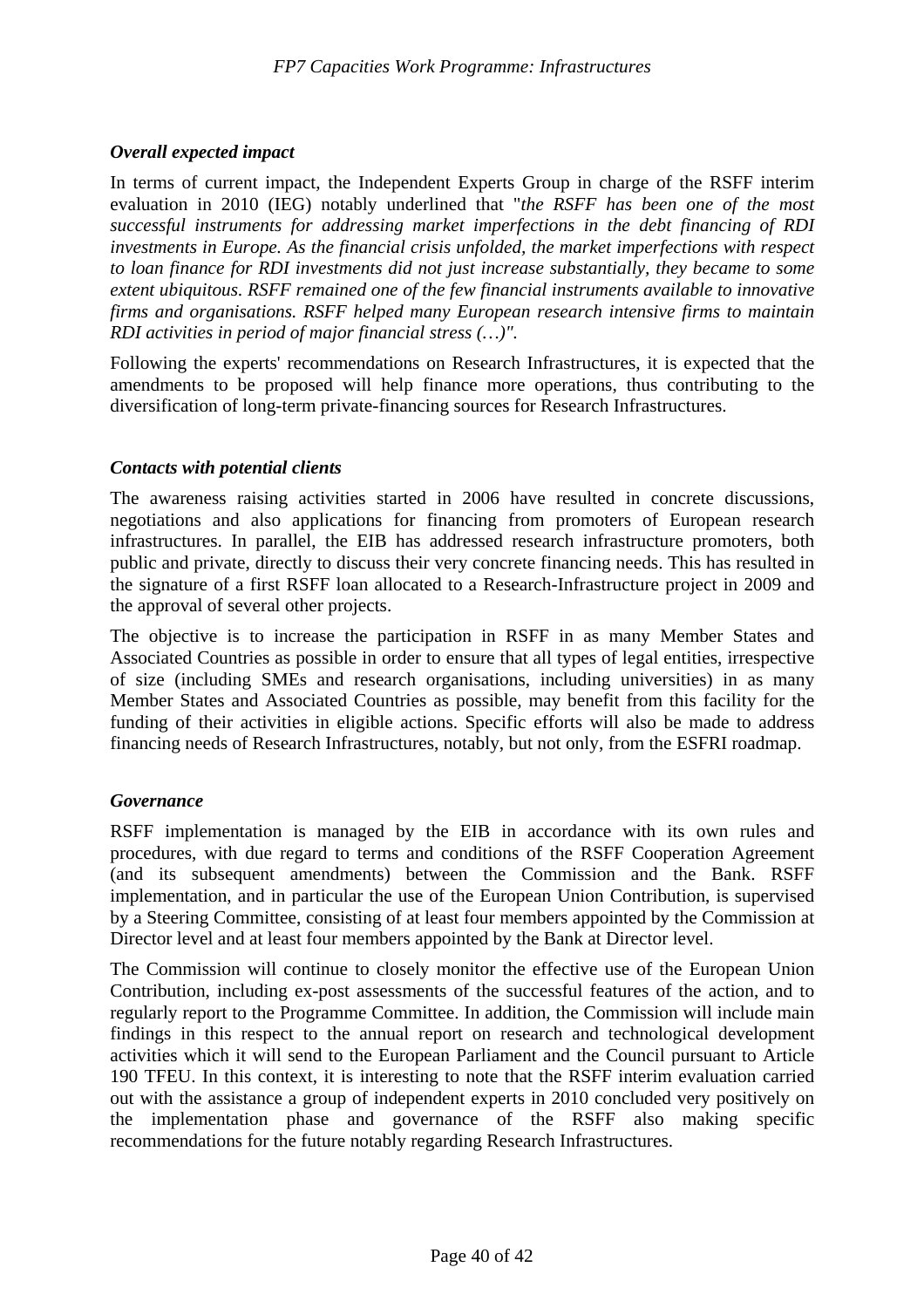### *Overall expected impact*

In terms of current impact, the Independent Experts Group in charge of the RSFF interim evaluation in 2010 (IEG) notably underlined that "*the RSFF has been one of the most successful instruments for addressing market imperfections in the debt financing of RDI investments in Europe. As the financial crisis unfolded, the market imperfections with respect to loan finance for RDI investments did not just increase substantially, they became to some extent ubiquitous. RSFF remained one of the few financial instruments available to innovative firms and organisations. RSFF helped many European research intensive firms to maintain RDI activities in period of major financial stress (…)"*.

Following the experts' recommendations on Research Infrastructures, it is expected that the amendments to be proposed will help finance more operations, thus contributing to the diversification of long-term private-financing sources for Research Infrastructures.

### *Contacts with potential clients*

The awareness raising activities started in 2006 have resulted in concrete discussions, negotiations and also applications for financing from promoters of European research infrastructures. In parallel, the EIB has addressed research infrastructure promoters, both public and private, directly to discuss their very concrete financing needs. This has resulted in the signature of a first RSFF loan allocated to a Research-Infrastructure project in 2009 and the approval of several other projects.

The objective is to increase the participation in RSFF in as many Member States and Associated Countries as possible in order to ensure that all types of legal entities, irrespective of size (including SMEs and research organisations, including universities) in as many Member States and Associated Countries as possible, may benefit from this facility for the funding of their activities in eligible actions. Specific efforts will also be made to address financing needs of Research Infrastructures, notably, but not only, from the ESFRI roadmap.

### *Governance*

RSFF implementation is managed by the EIB in accordance with its own rules and procedures, with due regard to terms and conditions of the RSFF Cooperation Agreement (and its subsequent amendments) between the Commission and the Bank. RSFF implementation, and in particular the use of the European Union Contribution, is supervised by a Steering Committee, consisting of at least four members appointed by the Commission at Director level and at least four members appointed by the Bank at Director level.

The Commission will continue to closely monitor the effective use of the European Union Contribution, including ex-post assessments of the successful features of the action, and to regularly report to the Programme Committee. In addition, the Commission will include main findings in this respect to the annual report on research and technological development activities which it will send to the European Parliament and the Council pursuant to Article 190 TFEU. In this context, it is interesting to note that the RSFF interim evaluation carried out with the assistance a group of independent experts in 2010 concluded very positively on the implementation phase and governance of the RSFF also making specific recommendations for the future notably regarding Research Infrastructures.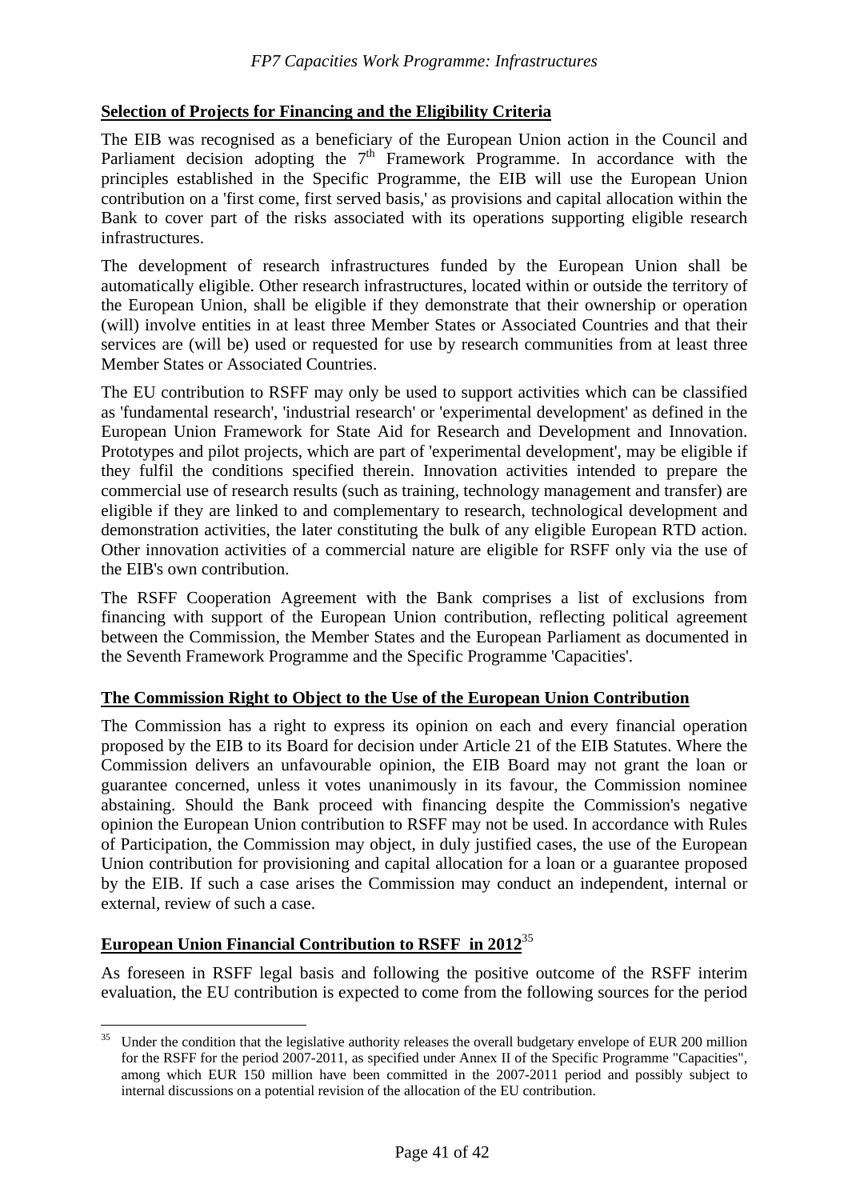**Selection of Projects for Financing and the Eligibility Criteria**

The EIB was recognised as a beneficiary of the European Union action in the Council and Parliament decision adopting the 7th Framework Programme. In accordance with the principles established in the Specific Programme, the EIB will use the European Union contribution on a 'first come, first served basis,' as provisions and capital allocation within the Bank to cover part of the risks associated with its operations supporting eligible research infrastructures.

The development of research infrastructures funded by the European Union shall be automatically eligible. Other research infrastructures, located within or outside the territory of the European Union, shall be eligible if they demonstrate that their ownership or operation (will) involve entities in at least three Member States or Associated Countries and that their services are (will be) used or requested for use by research communities from at least three Member States or Associated Countries.

The EU contribution to RSFF may only be used to support activities which can be classified as 'fundamental research', 'industrial research' or 'experimental development' as defined in the European Union Framework for State Aid for Research and Development and Innovation. Prototypes and pilot projects, which are part of 'experimental development', may be eligible if they fulfil the conditions specified therein. Innovation activities intended to prepare the commercial use of research results (such as training, technology management and transfer) are eligible if they are linked to and complementary to research, technological development and demonstration activities, the later constituting the bulk of any eligible European RTD action. Other innovation activities of a commercial nature are eligible for RSFF only via the use of the EIB's own contribution.

The RSFF Cooperation Agreement with the Bank comprises a list of exclusions from financing with support of the European Union contribution, reflecting political agreement between the Commission, the Member States and the European Parliament as documented in the Seventh Framework Programme and the Specific Programme 'Capacities'.

**The Commission Right to Object to the Use of the European Union Contribution**

The Commission has a right to express its opinion on each and every financial operation proposed by the EIB to its Board for decision under Article 21 of the EIB Statutes. Where the Commission delivers an unfavourable opinion, the EIB Board may not grant the loan or guarantee concerned, unless it votes unanimously in its favour, the Commission nominee abstaining. Should the Bank proceed with financing despite the Commission's negative opinion the European Union contribution to RSFF may not be used. In accordance with Rules of Participation, the Commission may object, in duly justified cases, the use of the European Union contribution for provisioning and capital allocation for a loan or a guarantee proposed by the EIB. If such a case arises the Commission may conduct an independent, internal or external, review of such a case.

**European Union Financial Contribution to RSFF in 2012**[35]

As foreseen in RSFF legal basis and following the positive outcome of the RSFF interim evaluation, the EU contribution is expected to come from the following sources for the period

[35] Under the condition that the legislative authority releases the overall budgetary envelope of EUR 200 million for the RSFF for the period 2007-2011, as specified under Annex II of the Specific Programme "Capacities", among which EUR 150 million have been committed in the 2007-2011 period and possibly subject to internal discussions on a potential revision of the allocation of the EU contribution.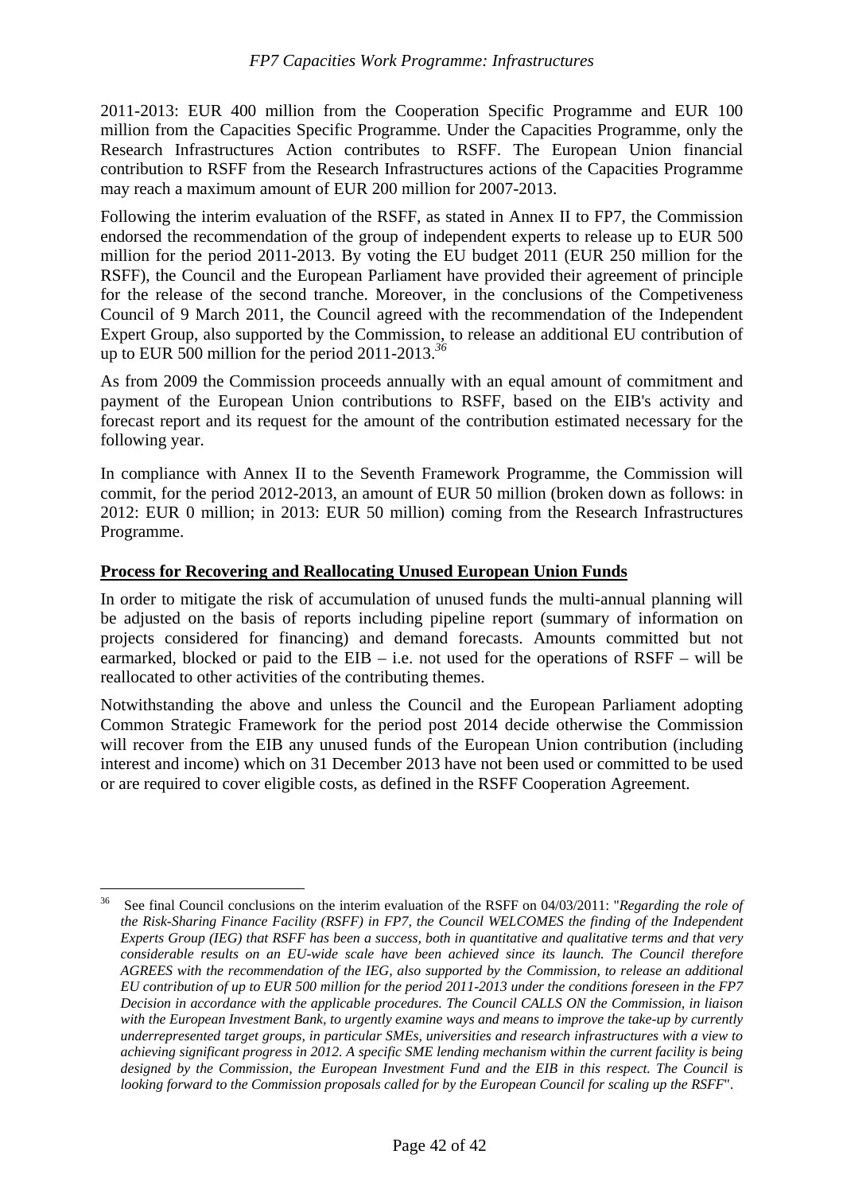2011-2013: EUR 400 million from the Cooperation Specific Programme and EUR 100 million from the Capacities Specific Programme. Under the Capacities Programme, only the Research Infrastructures Action contributes to RSFF. The European Union financial contribution to RSFF from the Research Infrastructures actions of the Capacities Programme may reach a maximum amount of EUR 200 million for 2007-2013.

Following the interim evaluation of the RSFF, as stated in Annex II to FP7, the Commission endorsed the recommendation of the group of independent experts to release up to EUR 500 million for the period 2011-2013. By voting the EU budget 2011 (EUR 250 million for the RSFF), the Council and the European Parliament have provided their agreement of principle for the release of the second tranche. Moreover, in the conclusions of the Competiveness Council of 9 March 2011, the Council agreed with the recommendation of the Independent Expert Group, also supported by the Commission, to release an additional EU contribution of up to EUR 500 million for the period 2011-2013.[36]

As from 2009 the Commission proceeds annually with an equal amount of commitment and payment of the European Union contributions to RSFF, based on the EIB's activity and forecast report and its request for the amount of the contribution estimated necessary for the following year.

In compliance with Annex II to the Seventh Framework Programme, the Commission will commit, for the period 2012-2013, an amount of EUR 50 million (broken down as follows: in 2012: EUR 0 million; in 2013: EUR 50 million) coming from the Research Infrastructures Programme.

**Process for Recovering and Reallocating Unused European Union Funds**

In order to mitigate the risk of accumulation of unused funds the multi-annual planning will be adjusted on the basis of reports including pipeline report (summary of information on projects considered for financing) and demand forecasts. Amounts committed but not earmarked, blocked or paid to the EIB – i.e. not used for the operations of RSFF – will be reallocated to other activities of the contributing themes.

Notwithstanding the above and unless the Council and the European Parliament adopting Common Strategic Framework for the period post 2014 decide otherwise the Commission will recover from the EIB any unused funds of the European Union contribution (including interest and income) which on 31 December 2013 have not been used or committed to be used or are required to cover eligible costs, as defined in the RSFF Cooperation Agreement.

---

[36] See final Council conclusions on the interim evaluation of the RSFF on 04/03/2011: "*Regarding the role of the Risk-Sharing Finance Facility (RSFF) in FP7, the Council WELCOMES the finding of the Independent Experts Group (IEG) that RSFF has been a success, both in quantitative and qualitative terms and that very considerable results on an EU-wide scale have been achieved since its launch. The Council therefore AGREES with the recommendation of the IEG, also supported by the Commission, to release an additional EU contribution of up to EUR 500 million for the period 2011-2013 under the conditions foreseen in the FP7 Decision in accordance with the applicable procedures. The Council CALLS ON the Commission, in liaison with the European Investment Bank, to urgently examine ways and means to improve the take-up by currently underrepresented target groups, in particular SMEs, universities and research infrastructures with a view to achieving significant progress in 2012. A specific SME lending mechanism within the current facility is being designed by the Commission, the European Investment Fund and the EIB in this respect. The Council is looking forward to the Commission proposals called for by the European Council for scaling up the RSFF*".